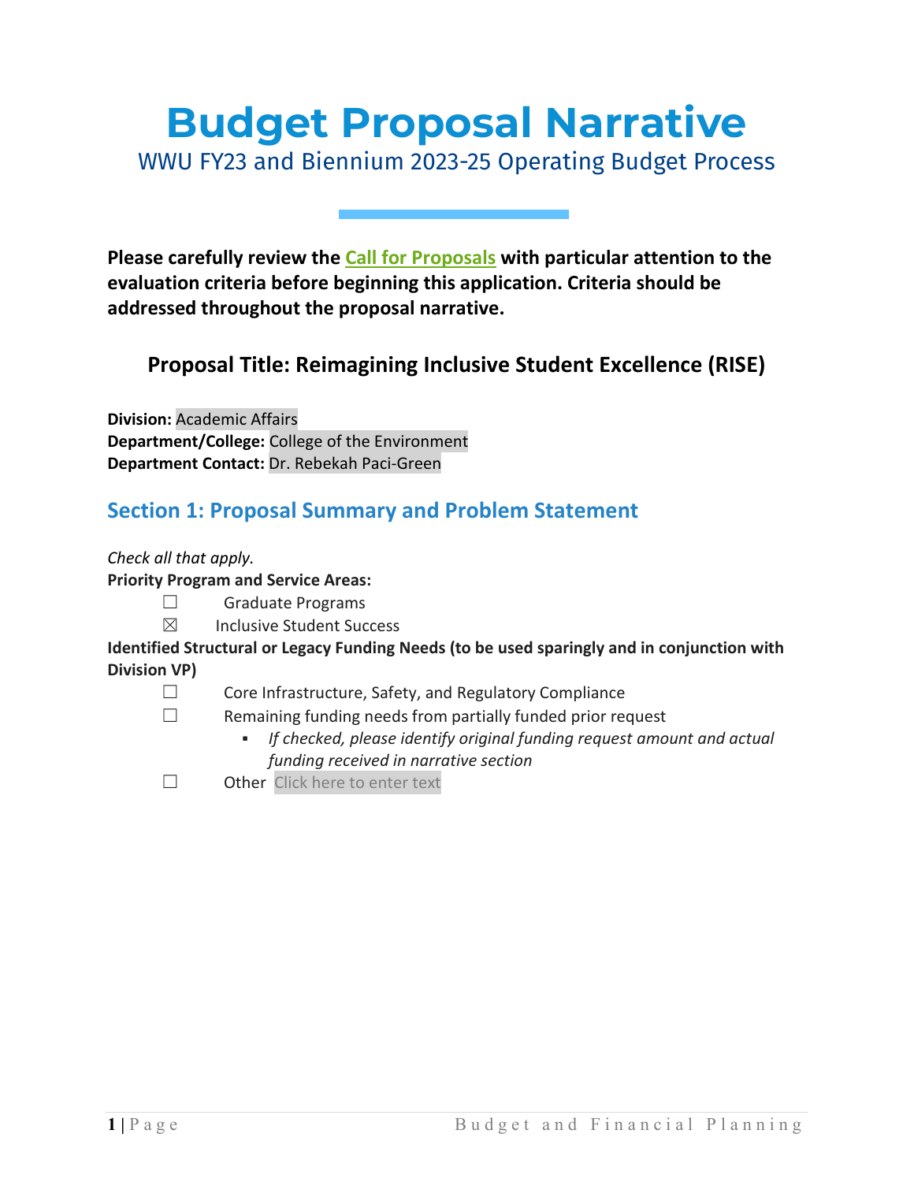# Budget Proposal Narrative

WWU FY23 and Biennium 2023-25 Operating Budget Process

**Please carefully review the Call for Proposals with particular attention to the evaluation criteria before beginning this application. Criteria should be addressed throughout the proposal narrative.**

### Proposal Title: Reimagining Inclusive Student Excellence (RISE)

**Division:** Academic Affairs
**Department/College:** College of the Environment
**Department Contact:** Dr. Rebekah Paci-Green

## Section 1: Proposal Summary and Problem Statement

*Check all that apply.*

**Priority Program and Service Areas:**

- ☐ Graduate Programs
- ☒ Inclusive Student Success

**Identified Structural or Legacy Funding Needs (to be used sparingly and in conjunction with Division VP)**

- ☐ Core Infrastructure, Safety, and Regulatory Compliance
- ☐ Remaining funding needs from partially funded prior request
  - *If checked, please identify original funding request amount and actual funding received in narrative section*
- ☐ Other Click here to enter text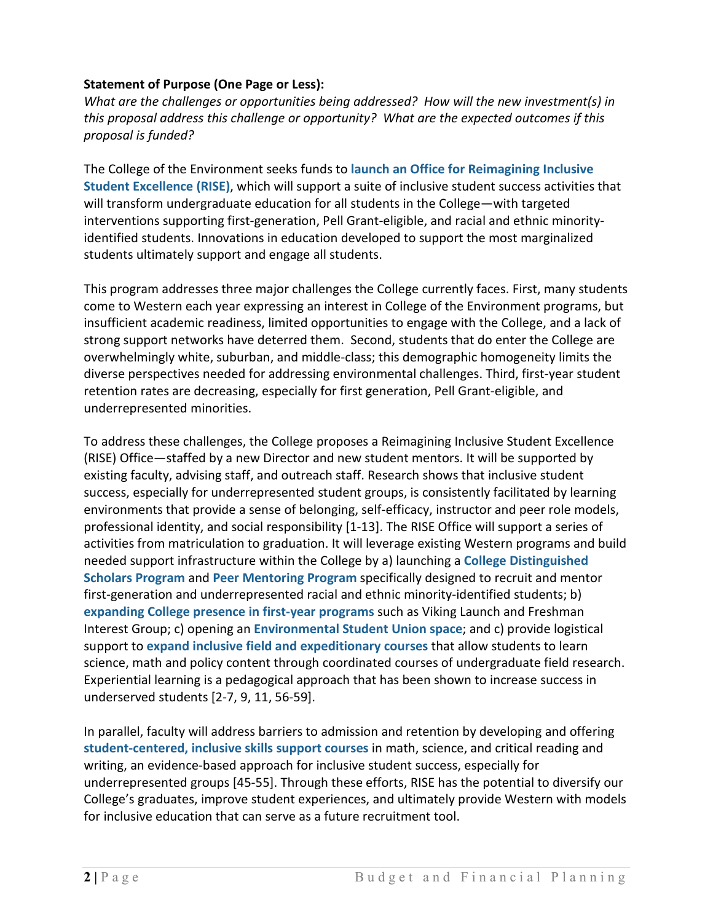**Statement of Purpose (One Page or Less):**

*What are the challenges or opportunities being addressed? How will the new investment(s) in this proposal address this challenge or opportunity? What are the expected outcomes if this proposal is funded?*

The College of the Environment seeks funds to **launch an Office for Reimagining Inclusive Student Excellence (RISE)**, which will support a suite of inclusive student success activities that will transform undergraduate education for all students in the College—with targeted interventions supporting first-generation, Pell Grant-eligible, and racial and ethnic minority-identified students. Innovations in education developed to support the most marginalized students ultimately support and engage all students.

This program addresses three major challenges the College currently faces. First, many students come to Western each year expressing an interest in College of the Environment programs, but insufficient academic readiness, limited opportunities to engage with the College, and a lack of strong support networks have deterred them. Second, students that do enter the College are overwhelmingly white, suburban, and middle-class; this demographic homogeneity limits the diverse perspectives needed for addressing environmental challenges. Third, first-year student retention rates are decreasing, especially for first generation, Pell Grant-eligible, and underrepresented minorities.

To address these challenges, the College proposes a Reimagining Inclusive Student Excellence (RISE) Office—staffed by a new Director and new student mentors. It will be supported by existing faculty, advising staff, and outreach staff. Research shows that inclusive student success, especially for underrepresented student groups, is consistently facilitated by learning environments that provide a sense of belonging, self-efficacy, instructor and peer role models, professional identity, and social responsibility [1-13]. The RISE Office will support a series of activities from matriculation to graduation. It will leverage existing Western programs and build needed support infrastructure within the College by a) launching a **College Distinguished Scholars Program** and **Peer Mentoring Program** specifically designed to recruit and mentor first-generation and underrepresented racial and ethnic minority-identified students; b) **expanding College presence in first-year programs** such as Viking Launch and Freshman Interest Group; c) opening an **Environmental Student Union space**; and c) provide logistical support to **expand inclusive field and expeditionary courses** that allow students to learn science, math and policy content through coordinated courses of undergraduate field research. Experiential learning is a pedagogical approach that has been shown to increase success in underserved students [2-7, 9, 11, 56-59].

In parallel, faculty will address barriers to admission and retention by developing and offering **student-centered, inclusive skills support courses** in math, science, and critical reading and writing, an evidence-based approach for inclusive student success, especially for underrepresented groups [45-55]. Through these efforts, RISE has the potential to diversify our College's graduates, improve student experiences, and ultimately provide Western with models for inclusive education that can serve as a future recruitment tool.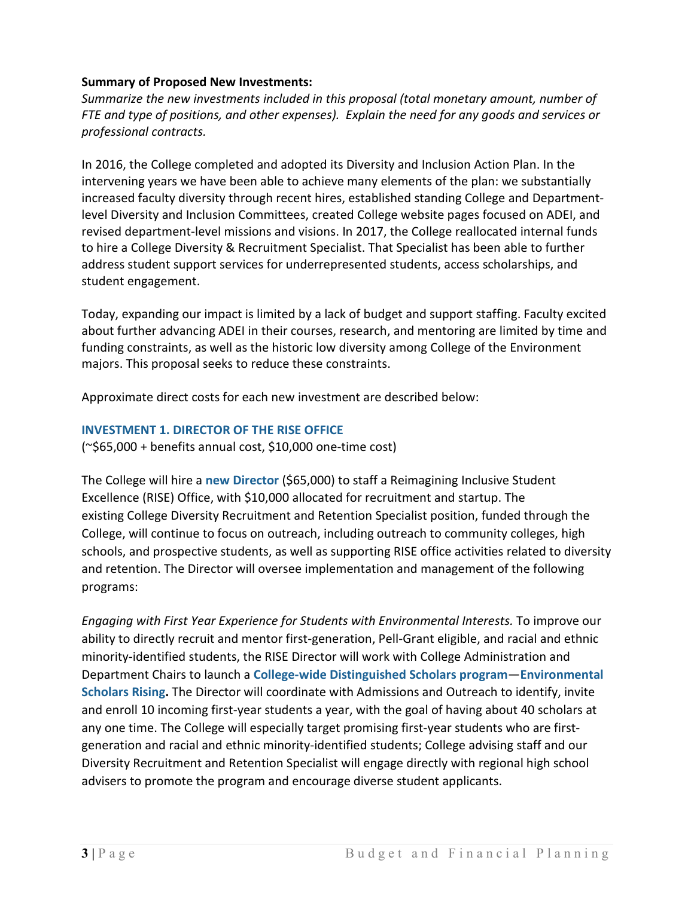**Summary of Proposed New Investments:**

*Summarize the new investments included in this proposal (total monetary amount, number of FTE and type of positions, and other expenses). Explain the need for any goods and services or professional contracts.*

In 2016, the College completed and adopted its Diversity and Inclusion Action Plan. In the intervening years we have been able to achieve many elements of the plan: we substantially increased faculty diversity through recent hires, established standing College and Department-level Diversity and Inclusion Committees, created College website pages focused on ADEI, and revised department-level missions and visions. In 2017, the College reallocated internal funds to hire a College Diversity & Recruitment Specialist. That Specialist has been able to further address student support services for underrepresented students, access scholarships, and student engagement.

Today, expanding our impact is limited by a lack of budget and support staffing. Faculty excited about further advancing ADEI in their courses, research, and mentoring are limited by time and funding constraints, as well as the historic low diversity among College of the Environment majors. This proposal seeks to reduce these constraints.

Approximate direct costs for each new investment are described below:

### INVESTMENT 1. DIRECTOR OF THE RISE OFFICE

(~$65,000 + benefits annual cost, $10,000 one-time cost)

The College will hire a **new Director** ($65,000) to staff a Reimagining Inclusive Student Excellence (RISE) Office, with $10,000 allocated for recruitment and startup. The existing College Diversity Recruitment and Retention Specialist position, funded through the College, will continue to focus on outreach, including outreach to community colleges, high schools, and prospective students, as well as supporting RISE office activities related to diversity and retention. The Director will oversee implementation and management of the following programs:

*Engaging with First Year Experience for Students with Environmental Interests.* To improve our ability to directly recruit and mentor first-generation, Pell-Grant eligible, and racial and ethnic minority-identified students, the RISE Director will work with College Administration and Department Chairs to launch a **College-wide Distinguished Scholars program**—**Environmental Scholars Rising.** The Director will coordinate with Admissions and Outreach to identify, invite and enroll 10 incoming first-year students a year, with the goal of having about 40 scholars at any one time. The College will especially target promising first-year students who are first-generation and racial and ethnic minority-identified students; College advising staff and our Diversity Recruitment and Retention Specialist will engage directly with regional high school advisers to promote the program and encourage diverse student applicants.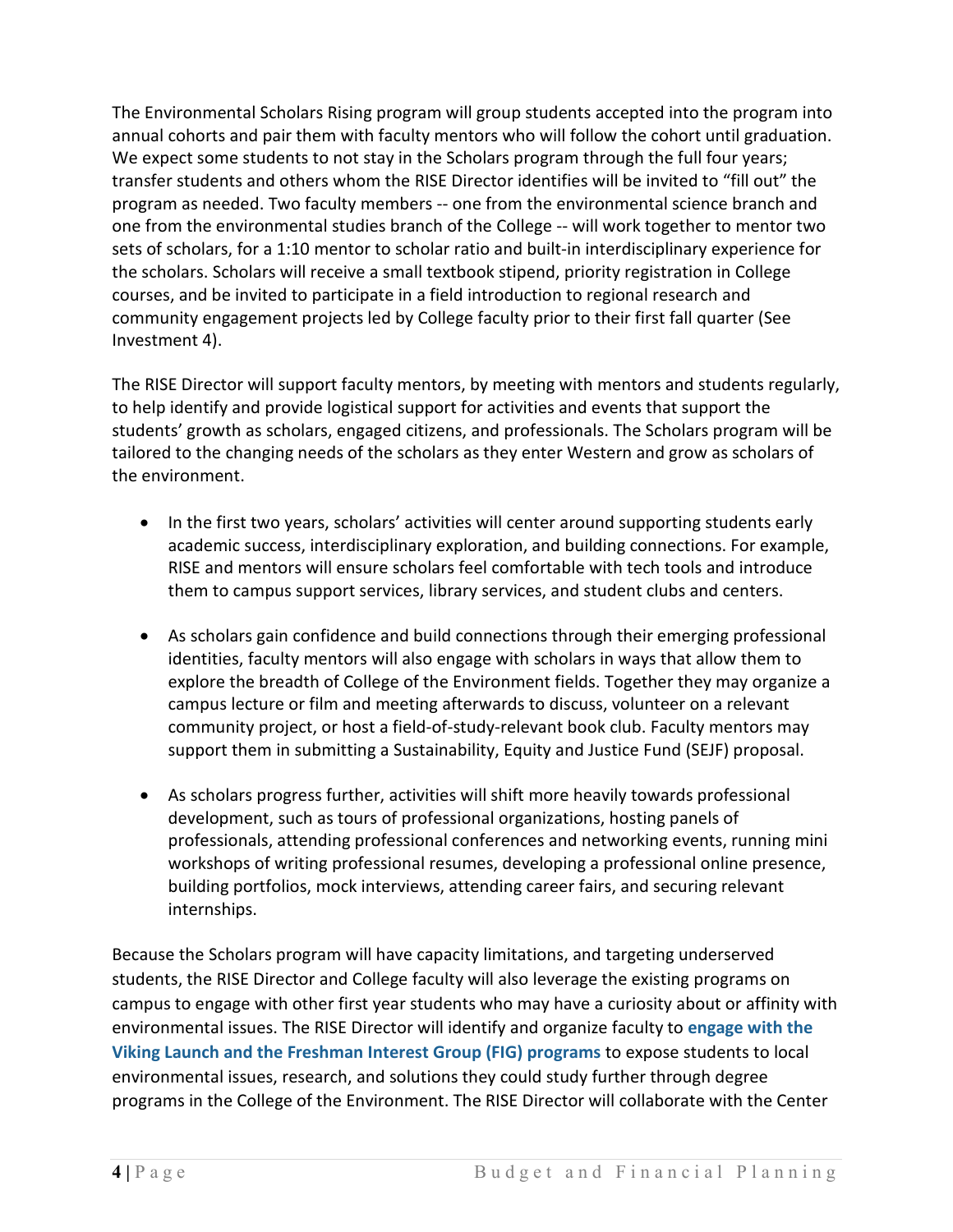The Environmental Scholars Rising program will group students accepted into the program into annual cohorts and pair them with faculty mentors who will follow the cohort until graduation. We expect some students to not stay in the Scholars program through the full four years; transfer students and others whom the RISE Director identifies will be invited to "fill out" the program as needed. Two faculty members -- one from the environmental science branch and one from the environmental studies branch of the College -- will work together to mentor two sets of scholars, for a 1:10 mentor to scholar ratio and built-in interdisciplinary experience for the scholars. Scholars will receive a small textbook stipend, priority registration in College courses, and be invited to participate in a field introduction to regional research and community engagement projects led by College faculty prior to their first fall quarter (See Investment 4).

The RISE Director will support faculty mentors, by meeting with mentors and students regularly, to help identify and provide logistical support for activities and events that support the students' growth as scholars, engaged citizens, and professionals. The Scholars program will be tailored to the changing needs of the scholars as they enter Western and grow as scholars of the environment.

- In the first two years, scholars' activities will center around supporting students early academic success, interdisciplinary exploration, and building connections. For example, RISE and mentors will ensure scholars feel comfortable with tech tools and introduce them to campus support services, library services, and student clubs and centers.

- As scholars gain confidence and build connections through their emerging professional identities, faculty mentors will also engage with scholars in ways that allow them to explore the breadth of College of the Environment fields. Together they may organize a campus lecture or film and meeting afterwards to discuss, volunteer on a relevant community project, or host a field-of-study-relevant book club. Faculty mentors may support them in submitting a Sustainability, Equity and Justice Fund (SEJF) proposal.

- As scholars progress further, activities will shift more heavily towards professional development, such as tours of professional organizations, hosting panels of professionals, attending professional conferences and networking events, running mini workshops of writing professional resumes, developing a professional online presence, building portfolios, mock interviews, attending career fairs, and securing relevant internships.

Because the Scholars program will have capacity limitations, and targeting underserved students, the RISE Director and College faculty will also leverage the existing programs on campus to engage with other first year students who may have a curiosity about or affinity with environmental issues. The RISE Director will identify and organize faculty to **engage with the Viking Launch and the Freshman Interest Group (FIG) programs** to expose students to local environmental issues, research, and solutions they could study further through degree programs in the College of the Environment. The RISE Director will collaborate with the Center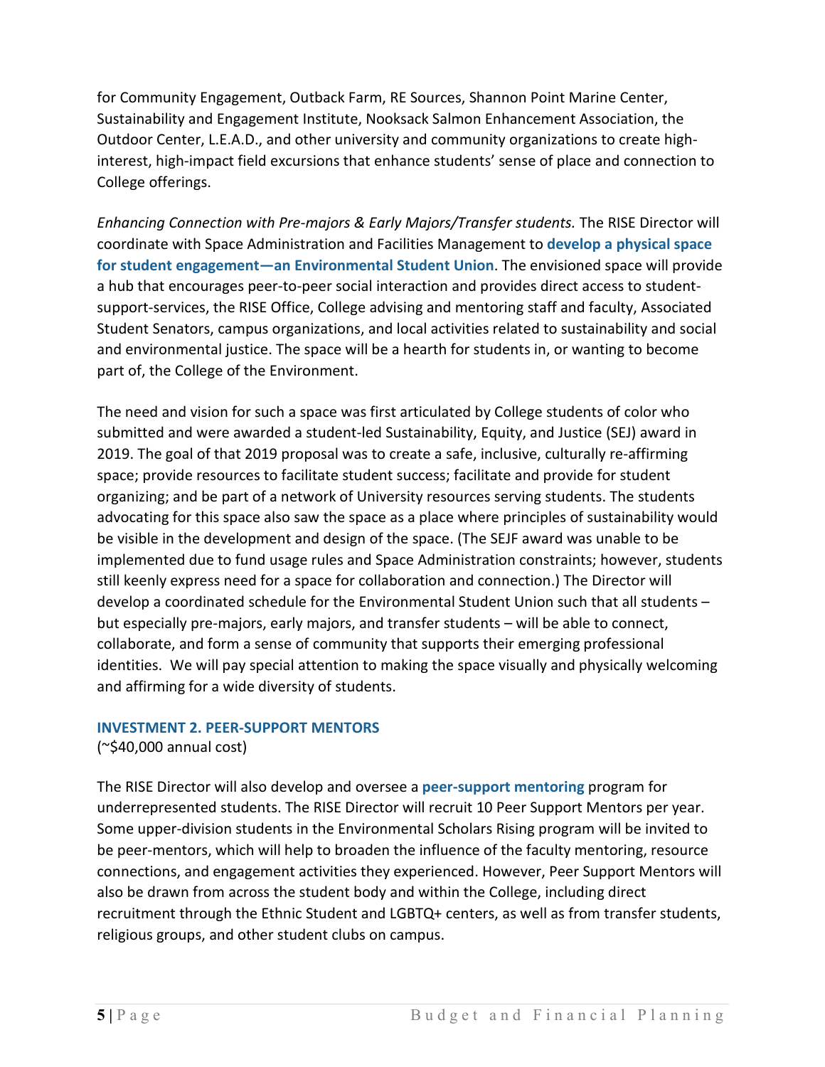for Community Engagement, Outback Farm, RE Sources, Shannon Point Marine Center, Sustainability and Engagement Institute, Nooksack Salmon Enhancement Association, the Outdoor Center, L.E.A.D., and other university and community organizations to create high-interest, high-impact field excursions that enhance students' sense of place and connection to College offerings.

*Enhancing Connection with Pre-majors & Early Majors/Transfer students.* The RISE Director will coordinate with Space Administration and Facilities Management to **develop a physical space for student engagement—an Environmental Student Union**. The envisioned space will provide a hub that encourages peer-to-peer social interaction and provides direct access to student-support-services, the RISE Office, College advising and mentoring staff and faculty, Associated Student Senators, campus organizations, and local activities related to sustainability and social and environmental justice. The space will be a hearth for students in, or wanting to become part of, the College of the Environment.

The need and vision for such a space was first articulated by College students of color who submitted and were awarded a student-led Sustainability, Equity, and Justice (SEJ) award in 2019. The goal of that 2019 proposal was to create a safe, inclusive, culturally re-affirming space; provide resources to facilitate student success; facilitate and provide for student organizing; and be part of a network of University resources serving students. The students advocating for this space also saw the space as a place where principles of sustainability would be visible in the development and design of the space. (The SEJF award was unable to be implemented due to fund usage rules and Space Administration constraints; however, students still keenly express need for a space for collaboration and connection.) The Director will develop a coordinated schedule for the Environmental Student Union such that all students – but especially pre-majors, early majors, and transfer students – will be able to connect, collaborate, and form a sense of community that supports their emerging professional identities. We will pay special attention to making the space visually and physically welcoming and affirming for a wide diversity of students.

### INVESTMENT 2. PEER-SUPPORT MENTORS

(~$40,000 annual cost)

The RISE Director will also develop and oversee a **peer-support mentoring** program for underrepresented students. The RISE Director will recruit 10 Peer Support Mentors per year. Some upper-division students in the Environmental Scholars Rising program will be invited to be peer-mentors, which will help to broaden the influence of the faculty mentoring, resource connections, and engagement activities they experienced. However, Peer Support Mentors will also be drawn from across the student body and within the College, including direct recruitment through the Ethnic Student and LGBTQ+ centers, as well as from transfer students, religious groups, and other student clubs on campus.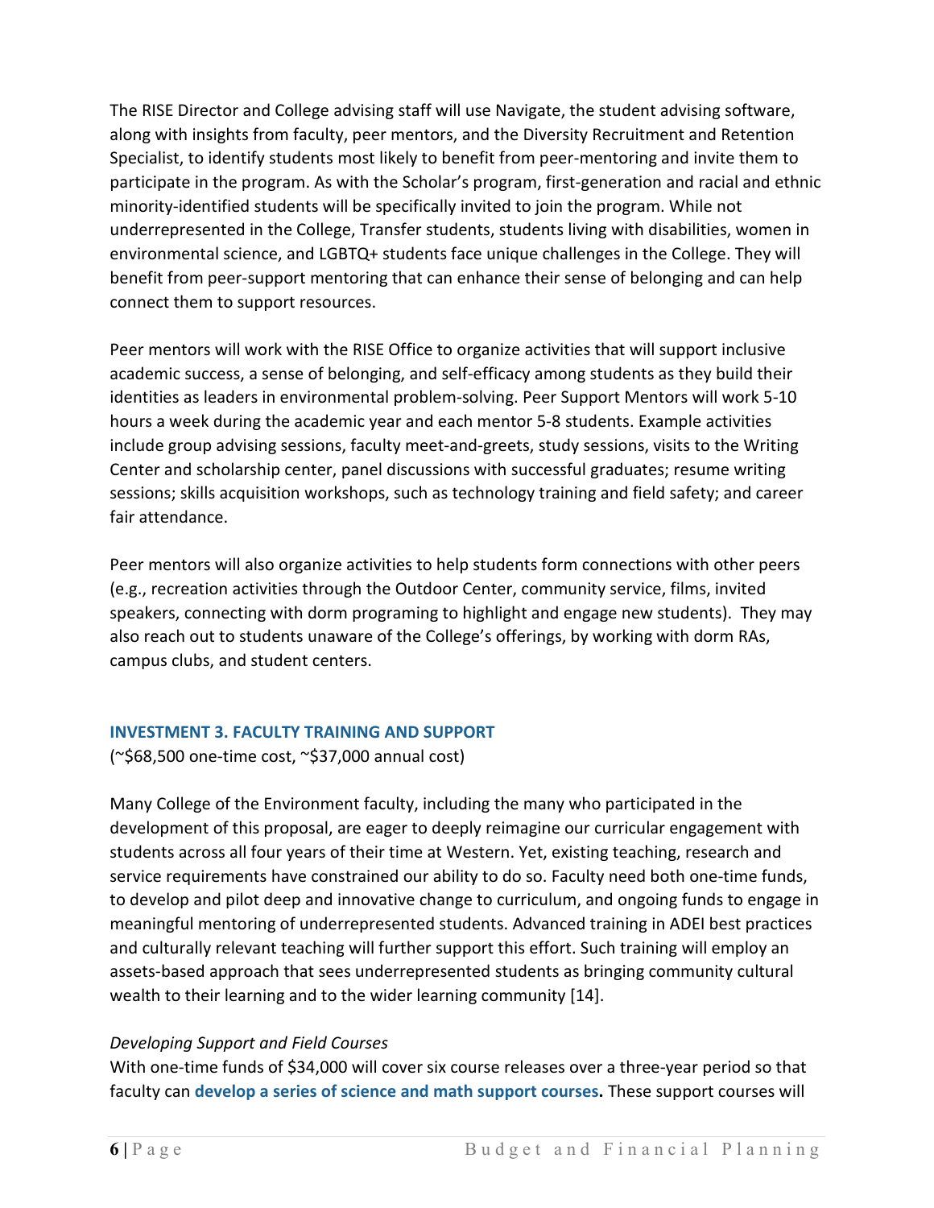The RISE Director and College advising staff will use Navigate, the student advising software, along with insights from faculty, peer mentors, and the Diversity Recruitment and Retention Specialist, to identify students most likely to benefit from peer-mentoring and invite them to participate in the program. As with the Scholar's program, first-generation and racial and ethnic minority-identified students will be specifically invited to join the program. While not underrepresented in the College, Transfer students, students living with disabilities, women in environmental science, and LGBTQ+ students face unique challenges in the College. They will benefit from peer-support mentoring that can enhance their sense of belonging and can help connect them to support resources.

Peer mentors will work with the RISE Office to organize activities that will support inclusive academic success, a sense of belonging, and self-efficacy among students as they build their identities as leaders in environmental problem-solving. Peer Support Mentors will work 5-10 hours a week during the academic year and each mentor 5-8 students. Example activities include group advising sessions, faculty meet-and-greets, study sessions, visits to the Writing Center and scholarship center, panel discussions with successful graduates; resume writing sessions; skills acquisition workshops, such as technology training and field safety; and career fair attendance.

Peer mentors will also organize activities to help students form connections with other peers (e.g., recreation activities through the Outdoor Center, community service, films, invited speakers, connecting with dorm programing to highlight and engage new students). They may also reach out to students unaware of the College's offerings, by working with dorm RAs, campus clubs, and student centers.

### INVESTMENT 3. FACULTY TRAINING AND SUPPORT

(~$68,500 one-time cost, ~$37,000 annual cost)

Many College of the Environment faculty, including the many who participated in the development of this proposal, are eager to deeply reimagine our curricular engagement with students across all four years of their time at Western. Yet, existing teaching, research and service requirements have constrained our ability to do so. Faculty need both one-time funds, to develop and pilot deep and innovative change to curriculum, and ongoing funds to engage in meaningful mentoring of underrepresented students. Advanced training in ADEI best practices and culturally relevant teaching will further support this effort. Such training will employ an assets-based approach that sees underrepresented students as bringing community cultural wealth to their learning and to the wider learning community [14].

*Developing Support and Field Courses*

With one-time funds of $34,000 will cover six course releases over a three-year period so that faculty can **develop a series of science and math support courses.** These support courses will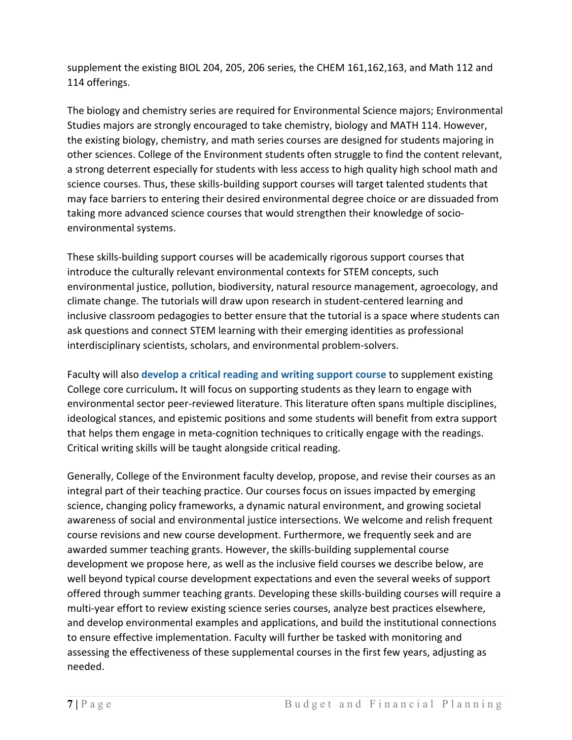supplement the existing BIOL 204, 205, 206 series, the CHEM 161,162,163, and Math 112 and 114 offerings.

The biology and chemistry series are required for Environmental Science majors; Environmental Studies majors are strongly encouraged to take chemistry, biology and MATH 114. However, the existing biology, chemistry, and math series courses are designed for students majoring in other sciences. College of the Environment students often struggle to find the content relevant, a strong deterrent especially for students with less access to high quality high school math and science courses. Thus, these skills-building support courses will target talented students that may face barriers to entering their desired environmental degree choice or are dissuaded from taking more advanced science courses that would strengthen their knowledge of socio-environmental systems.

These skills-building support courses will be academically rigorous support courses that introduce the culturally relevant environmental contexts for STEM concepts, such environmental justice, pollution, biodiversity, natural resource management, agroecology, and climate change. The tutorials will draw upon research in student-centered learning and inclusive classroom pedagogies to better ensure that the tutorial is a space where students can ask questions and connect STEM learning with their emerging identities as professional interdisciplinary scientists, scholars, and environmental problem-solvers.

Faculty will also **develop a critical reading and writing support course** to supplement existing College core curriculum**.** It will focus on supporting students as they learn to engage with environmental sector peer-reviewed literature. This literature often spans multiple disciplines, ideological stances, and epistemic positions and some students will benefit from extra support that helps them engage in meta-cognition techniques to critically engage with the readings. Critical writing skills will be taught alongside critical reading.

Generally, College of the Environment faculty develop, propose, and revise their courses as an integral part of their teaching practice. Our courses focus on issues impacted by emerging science, changing policy frameworks, a dynamic natural environment, and growing societal awareness of social and environmental justice intersections. We welcome and relish frequent course revisions and new course development. Furthermore, we frequently seek and are awarded summer teaching grants. However, the skills-building supplemental course development we propose here, as well as the inclusive field courses we describe below, are well beyond typical course development expectations and even the several weeks of support offered through summer teaching grants. Developing these skills-building courses will require a multi-year effort to review existing science series courses, analyze best practices elsewhere, and develop environmental examples and applications, and build the institutional connections to ensure effective implementation. Faculty will further be tasked with monitoring and assessing the effectiveness of these supplemental courses in the first few years, adjusting as needed.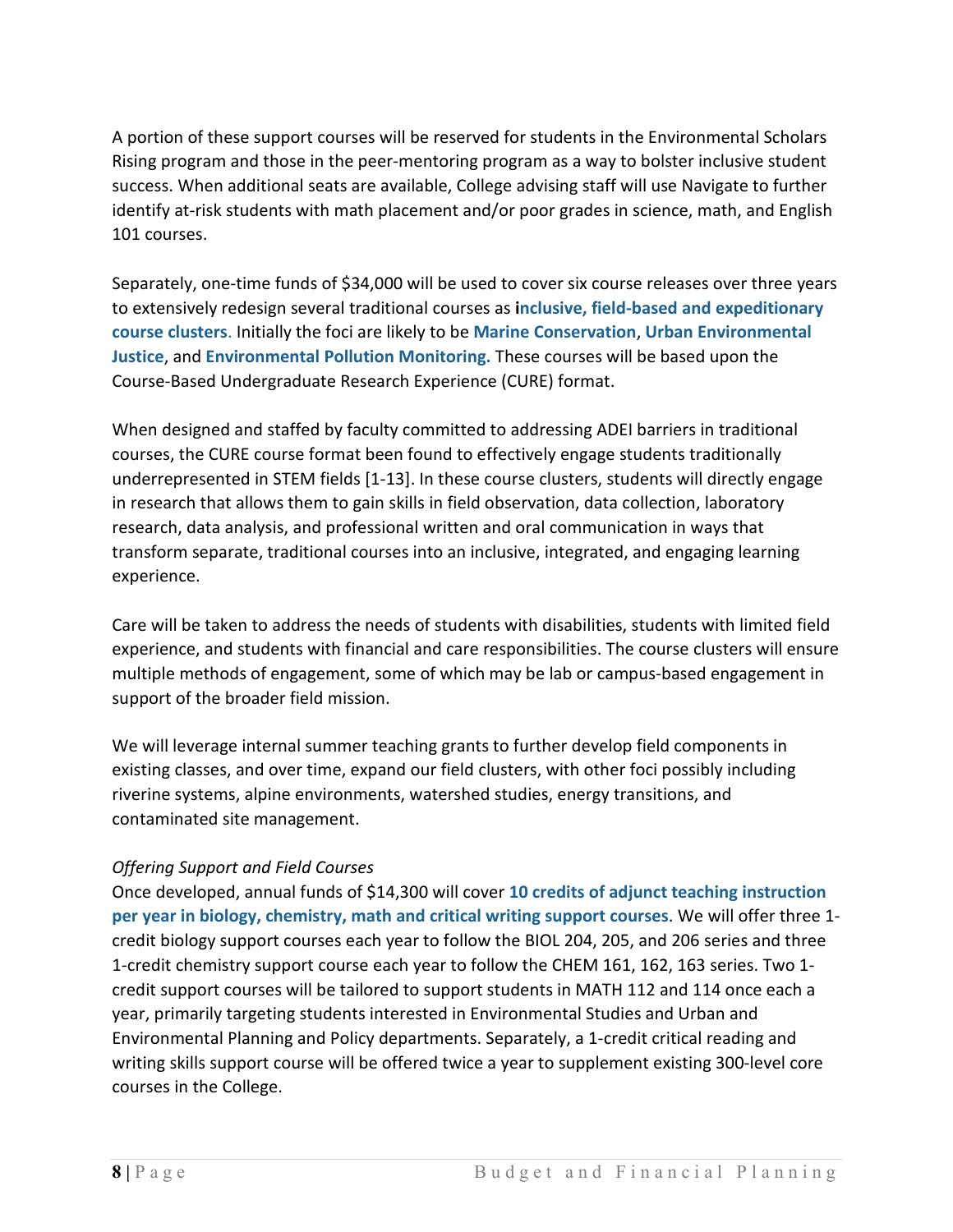A portion of these support courses will be reserved for students in the Environmental Scholars Rising program and those in the peer-mentoring program as a way to bolster inclusive student success. When additional seats are available, College advising staff will use Navigate to further identify at-risk students with math placement and/or poor grades in science, math, and English 101 courses.

Separately, one-time funds of $34,000 will be used to cover six course releases over three years to extensively redesign several traditional courses as **inclusive, field-based and expeditionary course clusters**. Initially the foci are likely to be **Marine Conservation**, **Urban Environmental Justice**, and **Environmental Pollution Monitoring.** These courses will be based upon the Course-Based Undergraduate Research Experience (CURE) format.

When designed and staffed by faculty committed to addressing ADEI barriers in traditional courses, the CURE course format been found to effectively engage students traditionally underrepresented in STEM fields [1-13]. In these course clusters, students will directly engage in research that allows them to gain skills in field observation, data collection, laboratory research, data analysis, and professional written and oral communication in ways that transform separate, traditional courses into an inclusive, integrated, and engaging learning experience.

Care will be taken to address the needs of students with disabilities, students with limited field experience, and students with financial and care responsibilities. The course clusters will ensure multiple methods of engagement, some of which may be lab or campus-based engagement in support of the broader field mission.

We will leverage internal summer teaching grants to further develop field components in existing classes, and over time, expand our field clusters, with other foci possibly including riverine systems, alpine environments, watershed studies, energy transitions, and contaminated site management.

*Offering Support and Field Courses*

Once developed, annual funds of $14,300 will cover **10 credits of adjunct teaching instruction per year in biology, chemistry, math and critical writing support courses**. We will offer three 1-credit biology support courses each year to follow the BIOL 204, 205, and 206 series and three 1-credit chemistry support course each year to follow the CHEM 161, 162, 163 series. Two 1-credit support courses will be tailored to support students in MATH 112 and 114 once each a year, primarily targeting students interested in Environmental Studies and Urban and Environmental Planning and Policy departments. Separately, a 1-credit critical reading and writing skills support course will be offered twice a year to supplement existing 300-level core courses in the College.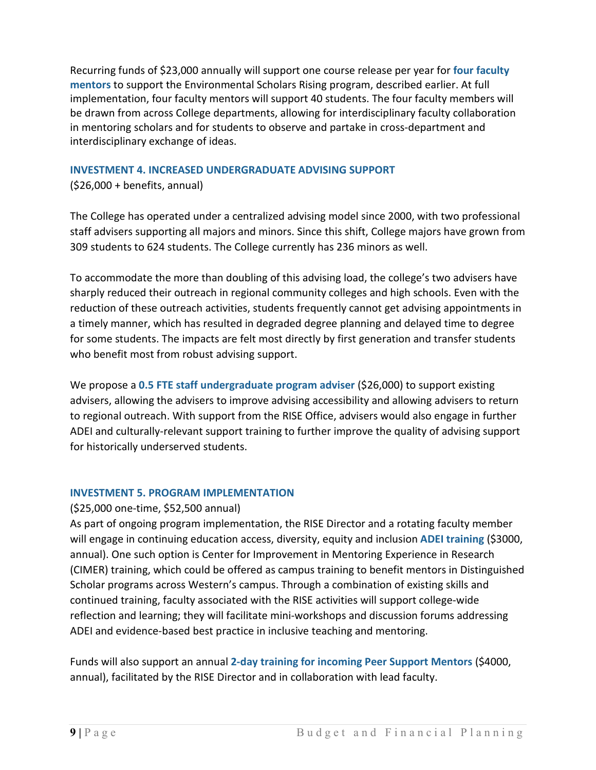Recurring funds of $23,000 annually will support one course release per year for **four faculty mentors** to support the Environmental Scholars Rising program, described earlier. At full implementation, four faculty mentors will support 40 students. The four faculty members will be drawn from across College departments, allowing for interdisciplinary faculty collaboration in mentoring scholars and for students to observe and partake in cross-department and interdisciplinary exchange of ideas.

### INVESTMENT 4. INCREASED UNDERGRADUATE ADVISING SUPPORT

($26,000 + benefits, annual)

The College has operated under a centralized advising model since 2000, with two professional staff advisers supporting all majors and minors. Since this shift, College majors have grown from 309 students to 624 students. The College currently has 236 minors as well.

To accommodate the more than doubling of this advising load, the college's two advisers have sharply reduced their outreach in regional community colleges and high schools. Even with the reduction of these outreach activities, students frequently cannot get advising appointments in a timely manner, which has resulted in degraded degree planning and delayed time to degree for some students. The impacts are felt most directly by first generation and transfer students who benefit most from robust advising support.

We propose a **0.5 FTE staff undergraduate program adviser** ($26,000) to support existing advisers, allowing the advisers to improve advising accessibility and allowing advisers to return to regional outreach. With support from the RISE Office, advisers would also engage in further ADEI and culturally-relevant support training to further improve the quality of advising support for historically underserved students.

### INVESTMENT 5. PROGRAM IMPLEMENTATION

($25,000 one-time, $52,500 annual)

As part of ongoing program implementation, the RISE Director and a rotating faculty member will engage in continuing education access, diversity, equity and inclusion **ADEI training** ($3000, annual). One such option is Center for Improvement in Mentoring Experience in Research (CIMER) training, which could be offered as campus training to benefit mentors in Distinguished Scholar programs across Western's campus. Through a combination of existing skills and continued training, faculty associated with the RISE activities will support college-wide reflection and learning; they will facilitate mini-workshops and discussion forums addressing ADEI and evidence-based best practice in inclusive teaching and mentoring.

Funds will also support an annual **2-day training for incoming Peer Support Mentors** ($4000, annual), facilitated by the RISE Director and in collaboration with lead faculty.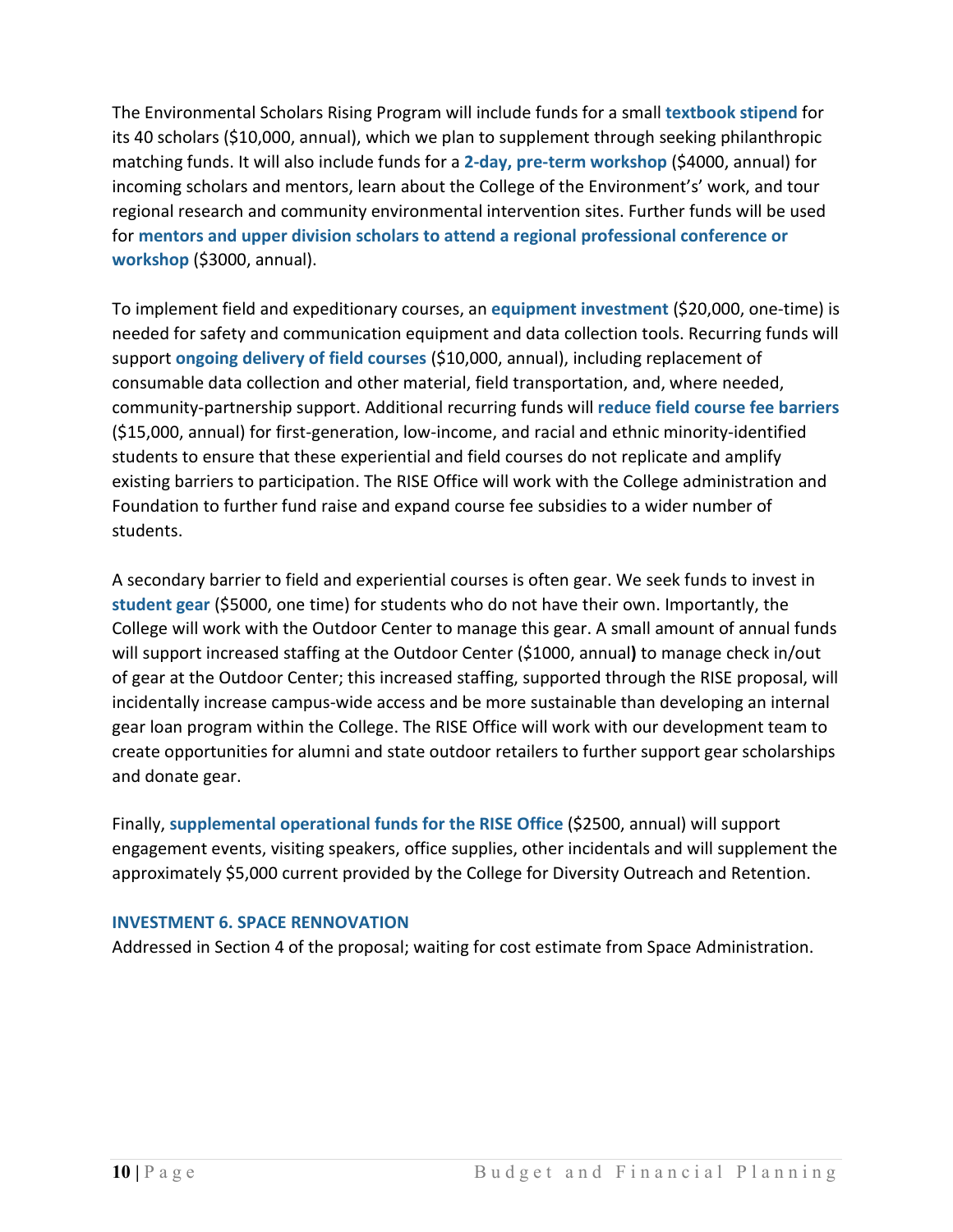The Environmental Scholars Rising Program will include funds for a small **textbook stipend** for its 40 scholars ($10,000, annual), which we plan to supplement through seeking philanthropic matching funds. It will also include funds for a **2-day, pre-term workshop** ($4000, annual) for incoming scholars and mentors, learn about the College of the Environment's' work, and tour regional research and community environmental intervention sites. Further funds will be used for **mentors and upper division scholars to attend a regional professional conference or workshop** ($3000, annual).

To implement field and expeditionary courses, an **equipment investment** ($20,000, one-time) is needed for safety and communication equipment and data collection tools. Recurring funds will support **ongoing delivery of field courses** ($10,000, annual), including replacement of consumable data collection and other material, field transportation, and, where needed, community-partnership support. Additional recurring funds will **reduce field course fee barriers** ($15,000, annual) for first-generation, low-income, and racial and ethnic minority-identified students to ensure that these experiential and field courses do not replicate and amplify existing barriers to participation. The RISE Office will work with the College administration and Foundation to further fund raise and expand course fee subsidies to a wider number of students.

A secondary barrier to field and experiential courses is often gear. We seek funds to invest in **student gear** ($5000, one time) for students who do not have their own. Importantly, the College will work with the Outdoor Center to manage this gear. A small amount of annual funds will support increased staffing at the Outdoor Center ($1000, annual) to manage check in/out of gear at the Outdoor Center; this increased staffing, supported through the RISE proposal, will incidentally increase campus-wide access and be more sustainable than developing an internal gear loan program within the College. The RISE Office will work with our development team to create opportunities for alumni and state outdoor retailers to further support gear scholarships and donate gear.

Finally, **supplemental operational funds for the RISE Office** ($2500, annual) will support engagement events, visiting speakers, office supplies, other incidentals and will supplement the approximately $5,000 current provided by the College for Diversity Outreach and Retention.

### INVESTMENT 6. SPACE RENNOVATION

Addressed in Section 4 of the proposal; waiting for cost estimate from Space Administration.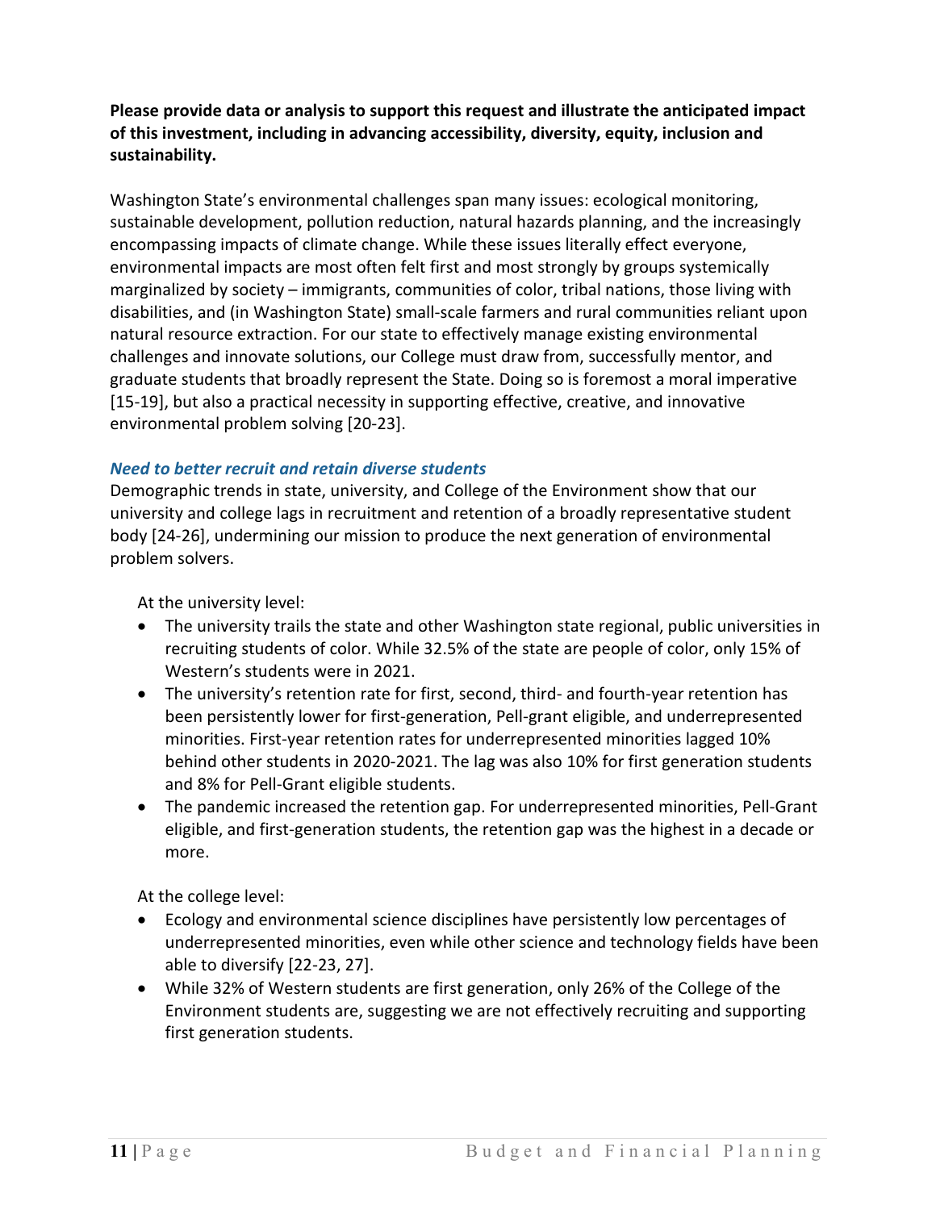**Please provide data or analysis to support this request and illustrate the anticipated impact of this investment, including in advancing accessibility, diversity, equity, inclusion and sustainability.**

Washington State's environmental challenges span many issues: ecological monitoring, sustainable development, pollution reduction, natural hazards planning, and the increasingly encompassing impacts of climate change. While these issues literally effect everyone, environmental impacts are most often felt first and most strongly by groups systemically marginalized by society – immigrants, communities of color, tribal nations, those living with disabilities, and (in Washington State) small-scale farmers and rural communities reliant upon natural resource extraction. For our state to effectively manage existing environmental challenges and innovate solutions, our College must draw from, successfully mentor, and graduate students that broadly represent the State. Doing so is foremost a moral imperative [15-19], but also a practical necessity in supporting effective, creative, and innovative environmental problem solving [20-23].

### *Need to better recruit and retain diverse students*

Demographic trends in state, university, and College of the Environment show that our university and college lags in recruitment and retention of a broadly representative student body [24-26], undermining our mission to produce the next generation of environmental problem solvers.

At the university level:

- The university trails the state and other Washington state regional, public universities in recruiting students of color. While 32.5% of the state are people of color, only 15% of Western's students were in 2021.
- The university's retention rate for first, second, third- and fourth-year retention has been persistently lower for first-generation, Pell-grant eligible, and underrepresented minorities. First-year retention rates for underrepresented minorities lagged 10% behind other students in 2020-2021. The lag was also 10% for first generation students and 8% for Pell-Grant eligible students.
- The pandemic increased the retention gap. For underrepresented minorities, Pell-Grant eligible, and first-generation students, the retention gap was the highest in a decade or more.

At the college level:

- Ecology and environmental science disciplines have persistently low percentages of underrepresented minorities, even while other science and technology fields have been able to diversify [22-23, 27].
- While 32% of Western students are first generation, only 26% of the College of the Environment students are, suggesting we are not effectively recruiting and supporting first generation students.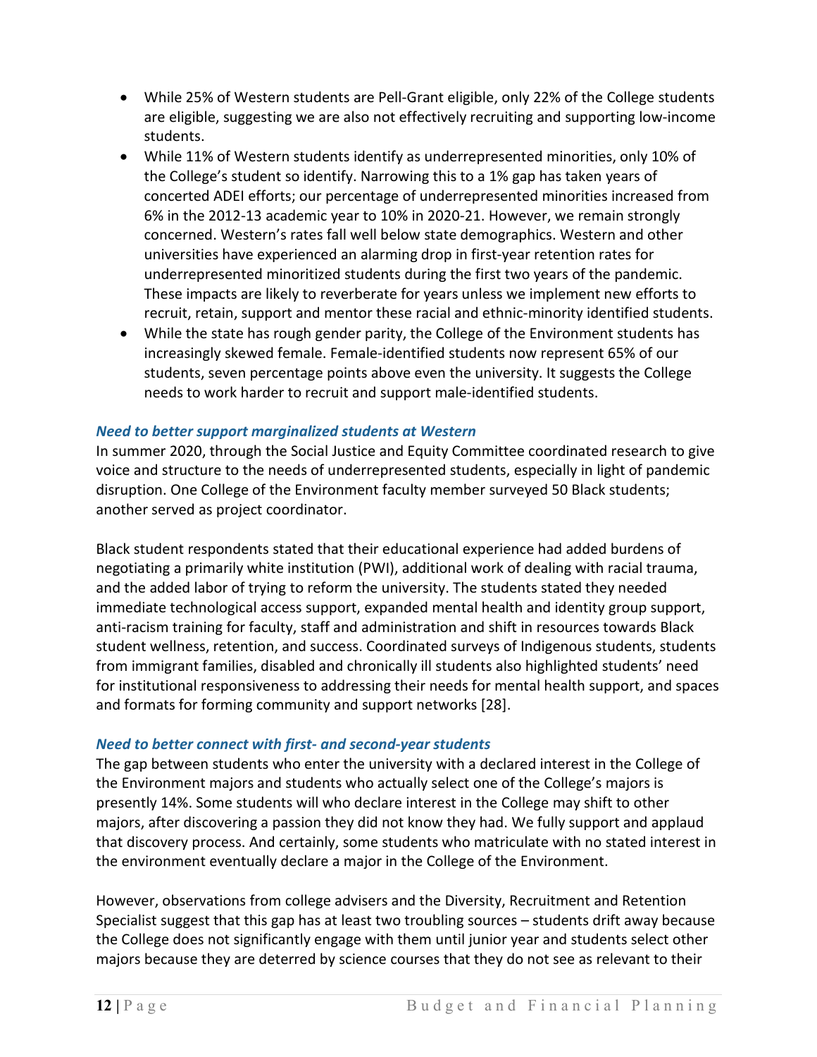- While 25% of Western students are Pell-Grant eligible, only 22% of the College students are eligible, suggesting we are also not effectively recruiting and supporting low-income students.
- While 11% of Western students identify as underrepresented minorities, only 10% of the College's student so identify. Narrowing this to a 1% gap has taken years of concerted ADEI efforts; our percentage of underrepresented minorities increased from 6% in the 2012-13 academic year to 10% in 2020-21. However, we remain strongly concerned. Western's rates fall well below state demographics. Western and other universities have experienced an alarming drop in first-year retention rates for underrepresented minoritized students during the first two years of the pandemic. These impacts are likely to reverberate for years unless we implement new efforts to recruit, retain, support and mentor these racial and ethnic-minority identified students.
- While the state has rough gender parity, the College of the Environment students has increasingly skewed female. Female-identified students now represent 65% of our students, seven percentage points above even the university. It suggests the College needs to work harder to recruit and support male-identified students.

### *Need to better support marginalized students at Western*

In summer 2020, through the Social Justice and Equity Committee coordinated research to give voice and structure to the needs of underrepresented students, especially in light of pandemic disruption. One College of the Environment faculty member surveyed 50 Black students; another served as project coordinator.

Black student respondents stated that their educational experience had added burdens of negotiating a primarily white institution (PWI), additional work of dealing with racial trauma, and the added labor of trying to reform the university. The students stated they needed immediate technological access support, expanded mental health and identity group support, anti-racism training for faculty, staff and administration and shift in resources towards Black student wellness, retention, and success. Coordinated surveys of Indigenous students, students from immigrant families, disabled and chronically ill students also highlighted students' need for institutional responsiveness to addressing their needs for mental health support, and spaces and formats for forming community and support networks [28].

### *Need to better connect with first- and second-year students*

The gap between students who enter the university with a declared interest in the College of the Environment majors and students who actually select one of the College's majors is presently 14%. Some students will who declare interest in the College may shift to other majors, after discovering a passion they did not know they had. We fully support and applaud that discovery process. And certainly, some students who matriculate with no stated interest in the environment eventually declare a major in the College of the Environment.

However, observations from college advisers and the Diversity, Recruitment and Retention Specialist suggest that this gap has at least two troubling sources – students drift away because the College does not significantly engage with them until junior year and students select other majors because they are deterred by science courses that they do not see as relevant to their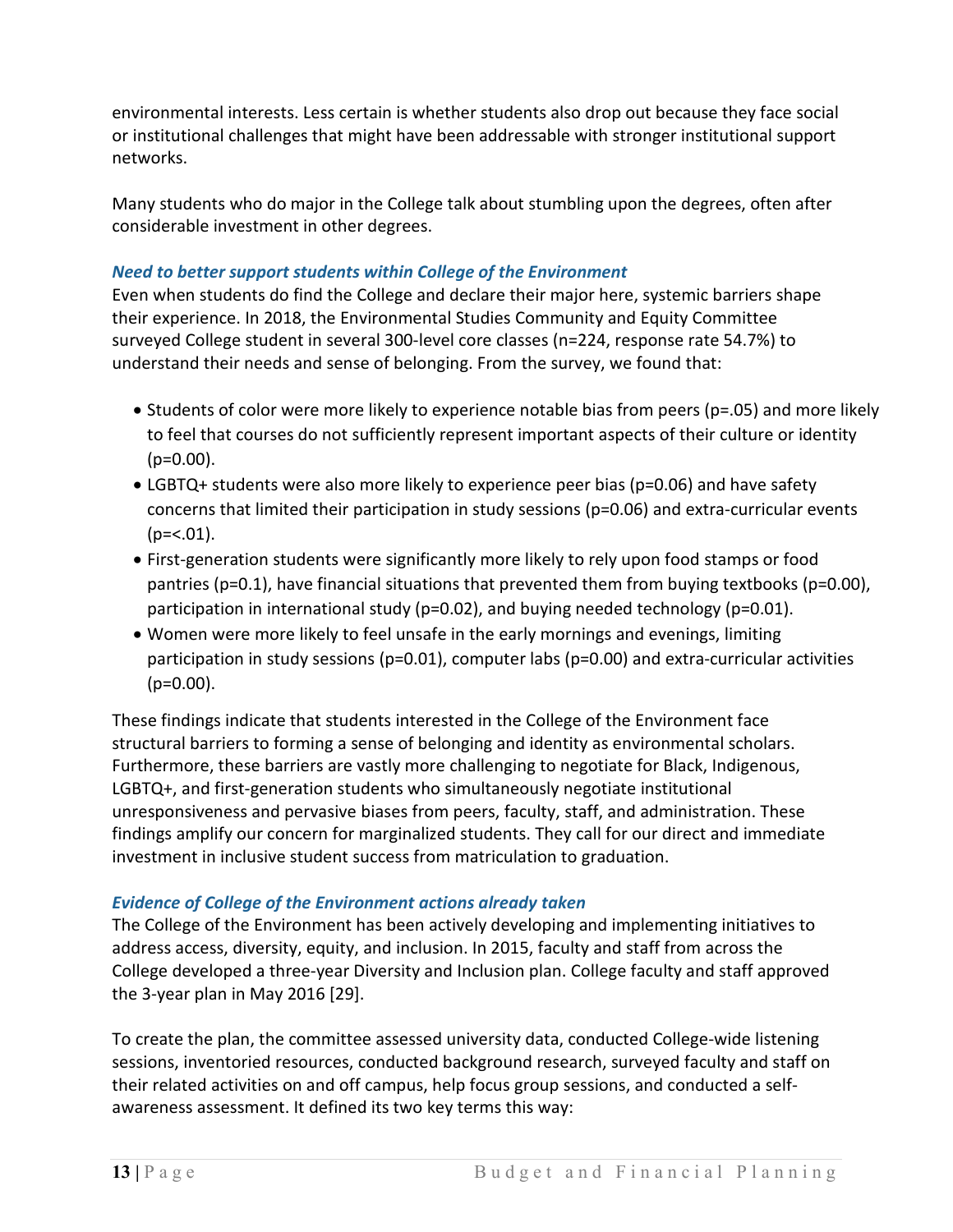environmental interests. Less certain is whether students also drop out because they face social or institutional challenges that might have been addressable with stronger institutional support networks.

Many students who do major in the College talk about stumbling upon the degrees, often after considerable investment in other degrees.

### *Need to better support students within College of the Environment*

Even when students do find the College and declare their major here, systemic barriers shape their experience. In 2018, the Environmental Studies Community and Equity Committee surveyed College student in several 300-level core classes (n=224, response rate 54.7%) to understand their needs and sense of belonging. From the survey, we found that:

- Students of color were more likely to experience notable bias from peers (p=.05) and more likely to feel that courses do not sufficiently represent important aspects of their culture or identity (p=0.00).
- LGBTQ+ students were also more likely to experience peer bias (p=0.06) and have safety concerns that limited their participation in study sessions (p=0.06) and extra-curricular events (p=<.01).
- First-generation students were significantly more likely to rely upon food stamps or food pantries (p=0.1), have financial situations that prevented them from buying textbooks (p=0.00), participation in international study (p=0.02), and buying needed technology (p=0.01).
- Women were more likely to feel unsafe in the early mornings and evenings, limiting participation in study sessions (p=0.01), computer labs (p=0.00) and extra-curricular activities (p=0.00).

These findings indicate that students interested in the College of the Environment face structural barriers to forming a sense of belonging and identity as environmental scholars. Furthermore, these barriers are vastly more challenging to negotiate for Black, Indigenous, LGBTQ+, and first-generation students who simultaneously negotiate institutional unresponsiveness and pervasive biases from peers, faculty, staff, and administration. These findings amplify our concern for marginalized students. They call for our direct and immediate investment in inclusive student success from matriculation to graduation.

### *Evidence of College of the Environment actions already taken*

The College of the Environment has been actively developing and implementing initiatives to address access, diversity, equity, and inclusion. In 2015, faculty and staff from across the College developed a three-year Diversity and Inclusion plan. College faculty and staff approved the 3-year plan in May 2016 [29].

To create the plan, the committee assessed university data, conducted College-wide listening sessions, inventoried resources, conducted background research, surveyed faculty and staff on their related activities on and off campus, help focus group sessions, and conducted a self-awareness assessment. It defined its two key terms this way: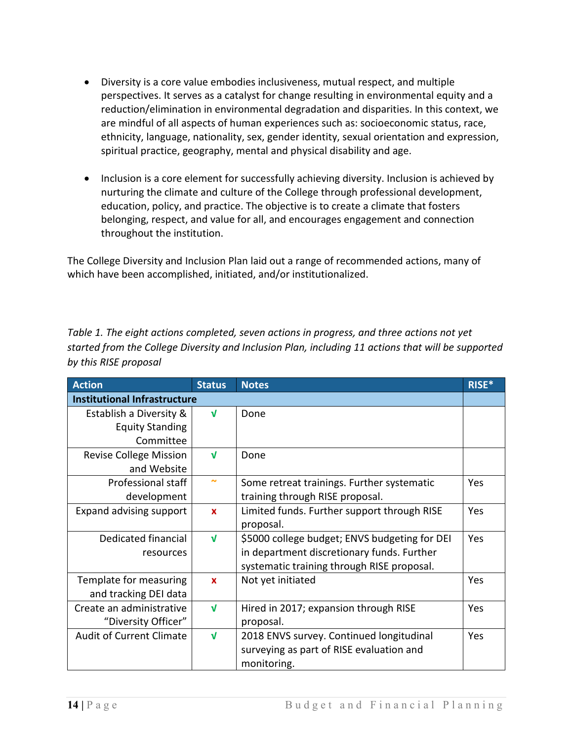- Diversity is a core value embodies inclusiveness, mutual respect, and multiple perspectives. It serves as a catalyst for change resulting in environmental equity and a reduction/elimination in environmental degradation and disparities. In this context, we are mindful of all aspects of human experiences such as: socioeconomic status, race, ethnicity, language, nationality, sex, gender identity, sexual orientation and expression, spiritual practice, geography, mental and physical disability and age.

- Inclusion is a core element for successfully achieving diversity. Inclusion is achieved by nurturing the climate and culture of the College through professional development, education, policy, and practice. The objective is to create a climate that fosters belonging, respect, and value for all, and encourages engagement and connection throughout the institution.

The College Diversity and Inclusion Plan laid out a range of recommended actions, many of which have been accomplished, initiated, and/or institutionalized.

*Table 1. The eight actions completed, seven actions in progress, and three actions not yet started from the College Diversity and Inclusion Plan, including 11 actions that will be supported by this RISE proposal*

| Action | Status | Notes | RISE* |
|---|---|---|---|
| **Institutional Infrastructure** | | | |
| Establish a Diversity & Equity Standing Committee | √ | Done | |
| Revise College Mission and Website | √ | Done | |
| Professional staff development | ~ | Some retreat trainings. Further systematic training through RISE proposal. | Yes |
| Expand advising support | x | Limited funds. Further support through RISE proposal. | Yes |
| Dedicated financial resources | √ | $5000 college budget; ENVS budgeting for DEI in department discretionary funds. Further systematic training through RISE proposal. | Yes |
| Template for measuring and tracking DEI data | x | Not yet initiated | Yes |
| Create an administrative "Diversity Officer" | √ | Hired in 2017; expansion through RISE proposal. | Yes |
| Audit of Current Climate | √ | 2018 ENVS survey. Continued longitudinal surveying as part of RISE evaluation and monitoring. | Yes |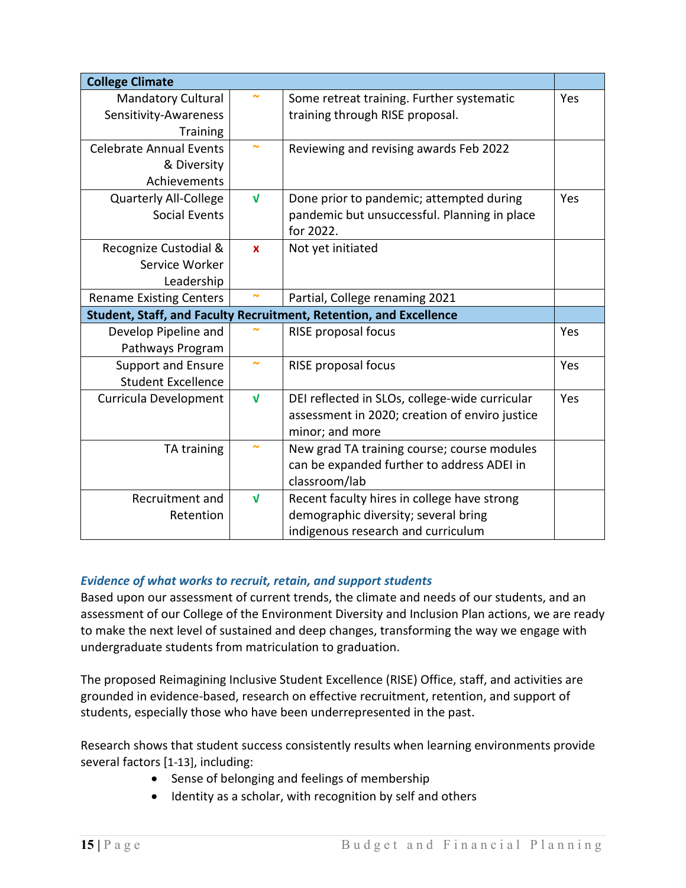| College Climate | | | |
|---|---|---|---|
| Mandatory Cultural Sensitivity-Awareness Training | ~ | Some retreat training. Further systematic training through RISE proposal. | Yes |
| Celebrate Annual Events & Diversity Achievements | ~ | Reviewing and revising awards Feb 2022 | |
| Quarterly All-College Social Events | √ | Done prior to pandemic; attempted during pandemic but unsuccessful. Planning in place for 2022. | Yes |
| Recognize Custodial & Service Worker Leadership | x | Not yet initiated | |
| Rename Existing Centers | ~ | Partial, College renaming 2021 | |
| **Student, Staff, and Faculty Recruitment, Retention, and Excellence** | | | |
| Develop Pipeline and Pathways Program | ~ | RISE proposal focus | Yes |
| Support and Ensure Student Excellence | ~ | RISE proposal focus | Yes |
| Curricula Development | √ | DEI reflected in SLOs, college-wide curricular assessment in 2020; creation of enviro justice minor; and more | Yes |
| TA training | ~ | New grad TA training course; course modules can be expanded further to address ADEI in classroom/lab | |
| Recruitment and Retention | √ | Recent faculty hires in college have strong demographic diversity; several bring indigenous research and curriculum | |

### *Evidence of what works to recruit, retain, and support students*

Based upon our assessment of current trends, the climate and needs of our students, and an assessment of our College of the Environment Diversity and Inclusion Plan actions, we are ready to make the next level of sustained and deep changes, transforming the way we engage with undergraduate students from matriculation to graduation.

The proposed Reimagining Inclusive Student Excellence (RISE) Office, staff, and activities are grounded in evidence-based, research on effective recruitment, retention, and support of students, especially those who have been underrepresented in the past.

Research shows that student success consistently results when learning environments provide several factors [1-13], including:

- Sense of belonging and feelings of membership
- Identity as a scholar, with recognition by self and others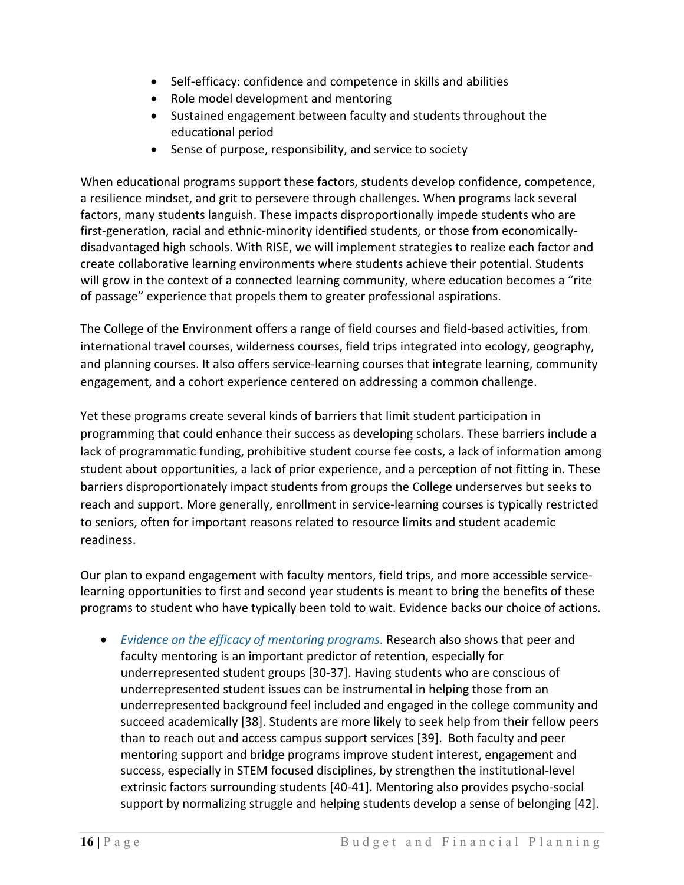- Self-efficacy: confidence and competence in skills and abilities
- Role model development and mentoring
- Sustained engagement between faculty and students throughout the educational period
- Sense of purpose, responsibility, and service to society

When educational programs support these factors, students develop confidence, competence, a resilience mindset, and grit to persevere through challenges. When programs lack several factors, many students languish. These impacts disproportionally impede students who are first-generation, racial and ethnic-minority identified students, or those from economically-disadvantaged high schools. With RISE, we will implement strategies to realize each factor and create collaborative learning environments where students achieve their potential. Students will grow in the context of a connected learning community, where education becomes a "rite of passage" experience that propels them to greater professional aspirations.

The College of the Environment offers a range of field courses and field-based activities, from international travel courses, wilderness courses, field trips integrated into ecology, geography, and planning courses. It also offers service-learning courses that integrate learning, community engagement, and a cohort experience centered on addressing a common challenge.

Yet these programs create several kinds of barriers that limit student participation in programming that could enhance their success as developing scholars. These barriers include a lack of programmatic funding, prohibitive student course fee costs, a lack of information among student about opportunities, a lack of prior experience, and a perception of not fitting in. These barriers disproportionately impact students from groups the College underserves but seeks to reach and support. More generally, enrollment in service-learning courses is typically restricted to seniors, often for important reasons related to resource limits and student academic readiness.

Our plan to expand engagement with faculty mentors, field trips, and more accessible service-learning opportunities to first and second year students is meant to bring the benefits of these programs to student who have typically been told to wait. Evidence backs our choice of actions.

- *Evidence on the efficacy of mentoring programs.* Research also shows that peer and faculty mentoring is an important predictor of retention, especially for underrepresented student groups [30-37]. Having students who are conscious of underrepresented student issues can be instrumental in helping those from an underrepresented background feel included and engaged in the college community and succeed academically [38]. Students are more likely to seek help from their fellow peers than to reach out and access campus support services [39]. Both faculty and peer mentoring support and bridge programs improve student interest, engagement and success, especially in STEM focused disciplines, by strengthen the institutional-level extrinsic factors surrounding students [40-41]. Mentoring also provides psycho-social support by normalizing struggle and helping students develop a sense of belonging [42].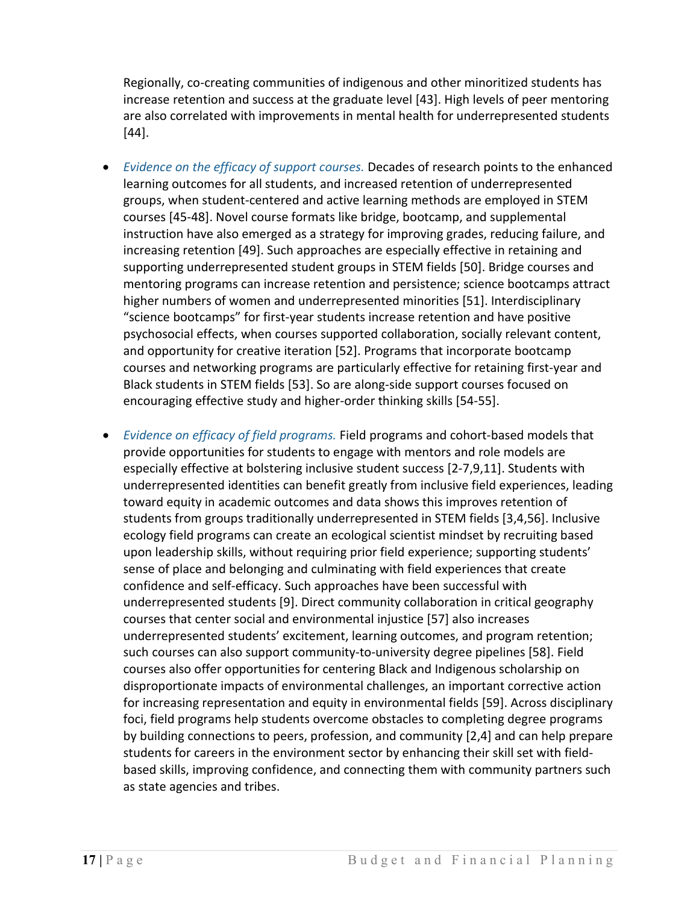Regionally, co-creating communities of indigenous and other minoritized students has increase retention and success at the graduate level [43]. High levels of peer mentoring are also correlated with improvements in mental health for underrepresented students [44].

- *Evidence on the efficacy of support courses.* Decades of research points to the enhanced learning outcomes for all students, and increased retention of underrepresented groups, when student-centered and active learning methods are employed in STEM courses [45-48]. Novel course formats like bridge, bootcamp, and supplemental instruction have also emerged as a strategy for improving grades, reducing failure, and increasing retention [49]. Such approaches are especially effective in retaining and supporting underrepresented student groups in STEM fields [50]. Bridge courses and mentoring programs can increase retention and persistence; science bootcamps attract higher numbers of women and underrepresented minorities [51]. Interdisciplinary "science bootcamps" for first-year students increase retention and have positive psychosocial effects, when courses supported collaboration, socially relevant content, and opportunity for creative iteration [52]. Programs that incorporate bootcamp courses and networking programs are particularly effective for retaining first-year and Black students in STEM fields [53]. So are along-side support courses focused on encouraging effective study and higher-order thinking skills [54-55].

- *Evidence on efficacy of field programs.* Field programs and cohort-based models that provide opportunities for students to engage with mentors and role models are especially effective at bolstering inclusive student success [2-7,9,11]. Students with underrepresented identities can benefit greatly from inclusive field experiences, leading toward equity in academic outcomes and data shows this improves retention of students from groups traditionally underrepresented in STEM fields [3,4,56]. Inclusive ecology field programs can create an ecological scientist mindset by recruiting based upon leadership skills, without requiring prior field experience; supporting students' sense of place and belonging and culminating with field experiences that create confidence and self-efficacy. Such approaches have been successful with underrepresented students [9]. Direct community collaboration in critical geography courses that center social and environmental injustice [57] also increases underrepresented students' excitement, learning outcomes, and program retention; such courses can also support community-to-university degree pipelines [58]. Field courses also offer opportunities for centering Black and Indigenous scholarship on disproportionate impacts of environmental challenges, an important corrective action for increasing representation and equity in environmental fields [59]. Across disciplinary foci, field programs help students overcome obstacles to completing degree programs by building connections to peers, profession, and community [2,4] and can help prepare students for careers in the environment sector by enhancing their skill set with field-based skills, improving confidence, and connecting them with community partners such as state agencies and tribes.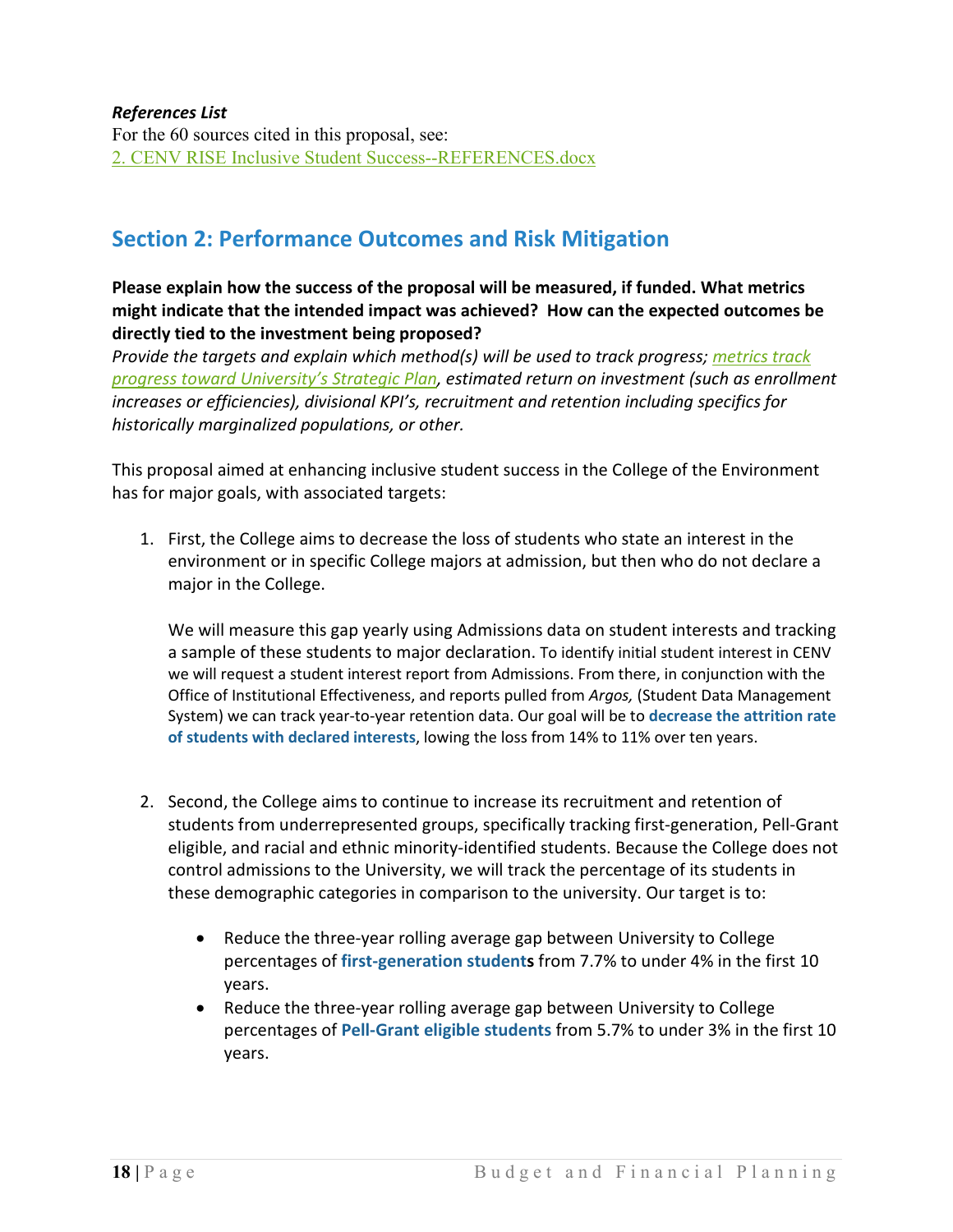***References List***
For the 60 sources cited in this proposal, see:
[2. CENV RISE Inclusive Student Success--REFERENCES.docx]

## Section 2: Performance Outcomes and Risk Mitigation

**Please explain how the success of the proposal will be measured, if funded. What metrics might indicate that the intended impact was achieved? How can the expected outcomes be directly tied to the investment being proposed?**
*Provide the targets and explain which method(s) will be used to track progress; metrics track progress toward University's Strategic Plan, estimated return on investment (such as enrollment increases or efficiencies), divisional KPI's, recruitment and retention including specifics for historically marginalized populations, or other.*

This proposal aimed at enhancing inclusive student success in the College of the Environment has for major goals, with associated targets:

1. First, the College aims to decrease the loss of students who state an interest in the environment or in specific College majors at admission, but then who do not declare a major in the College.

   We will measure this gap yearly using Admissions data on student interests and tracking a sample of these students to major declaration. To identify initial student interest in CENV we will request a student interest report from Admissions. From there, in conjunction with the Office of Institutional Effectiveness, and reports pulled from *Argos,* (Student Data Management System) we can track year-to-year retention data. Our goal will be to **decrease the attrition rate of students with declared interests**, lowing the loss from 14% to 11% over ten years.

2. Second, the College aims to continue to increase its recruitment and retention of students from underrepresented groups, specifically tracking first-generation, Pell-Grant eligible, and racial and ethnic minority-identified students. Because the College does not control admissions to the University, we will track the percentage of its students in these demographic categories in comparison to the university. Our target is to:

   - Reduce the three-year rolling average gap between University to College percentages of **first-generation students** from 7.7% to under 4% in the first 10 years.
   - Reduce the three-year rolling average gap between University to College percentages of **Pell-Grant eligible students** from 5.7% to under 3% in the first 10 years.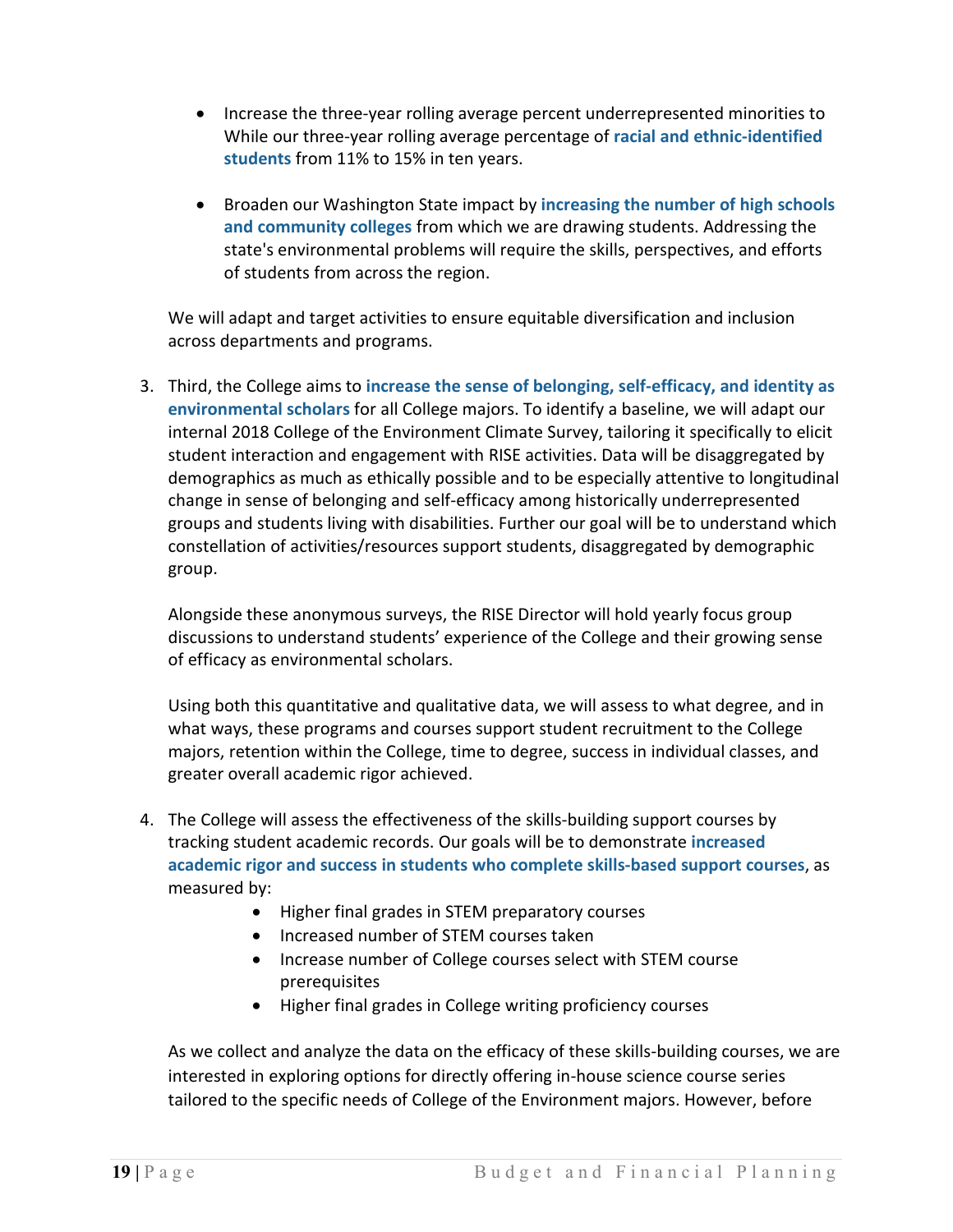- Increase the three-year rolling average percent underrepresented minorities to While our three-year rolling average percentage of **racial and ethnic-identified students** from 11% to 15% in ten years.

- Broaden our Washington State impact by **increasing the number of high schools and community colleges** from which we are drawing students. Addressing the state's environmental problems will require the skills, perspectives, and efforts of students from across the region.

We will adapt and target activities to ensure equitable diversification and inclusion across departments and programs.

3. Third, the College aims to **increase the sense of belonging, self-efficacy, and identity as environmental scholars** for all College majors. To identify a baseline, we will adapt our internal 2018 College of the Environment Climate Survey, tailoring it specifically to elicit student interaction and engagement with RISE activities. Data will be disaggregated by demographics as much as ethically possible and to be especially attentive to longitudinal change in sense of belonging and self-efficacy among historically underrepresented groups and students living with disabilities. Further our goal will be to understand which constellation of activities/resources support students, disaggregated by demographic group.

   Alongside these anonymous surveys, the RISE Director will hold yearly focus group discussions to understand students' experience of the College and their growing sense of efficacy as environmental scholars.

   Using both this quantitative and qualitative data, we will assess to what degree, and in what ways, these programs and courses support student recruitment to the College majors, retention within the College, time to degree, success in individual classes, and greater overall academic rigor achieved.

4. The College will assess the effectiveness of the skills-building support courses by tracking student academic records. Our goals will be to demonstrate **increased academic rigor and success in students who complete skills-based support courses**, as measured by:
   - Higher final grades in STEM preparatory courses
   - Increased number of STEM courses taken
   - Increase number of College courses select with STEM course prerequisites
   - Higher final grades in College writing proficiency courses

   As we collect and analyze the data on the efficacy of these skills-building courses, we are interested in exploring options for directly offering in-house science course series tailored to the specific needs of College of the Environment majors. However, before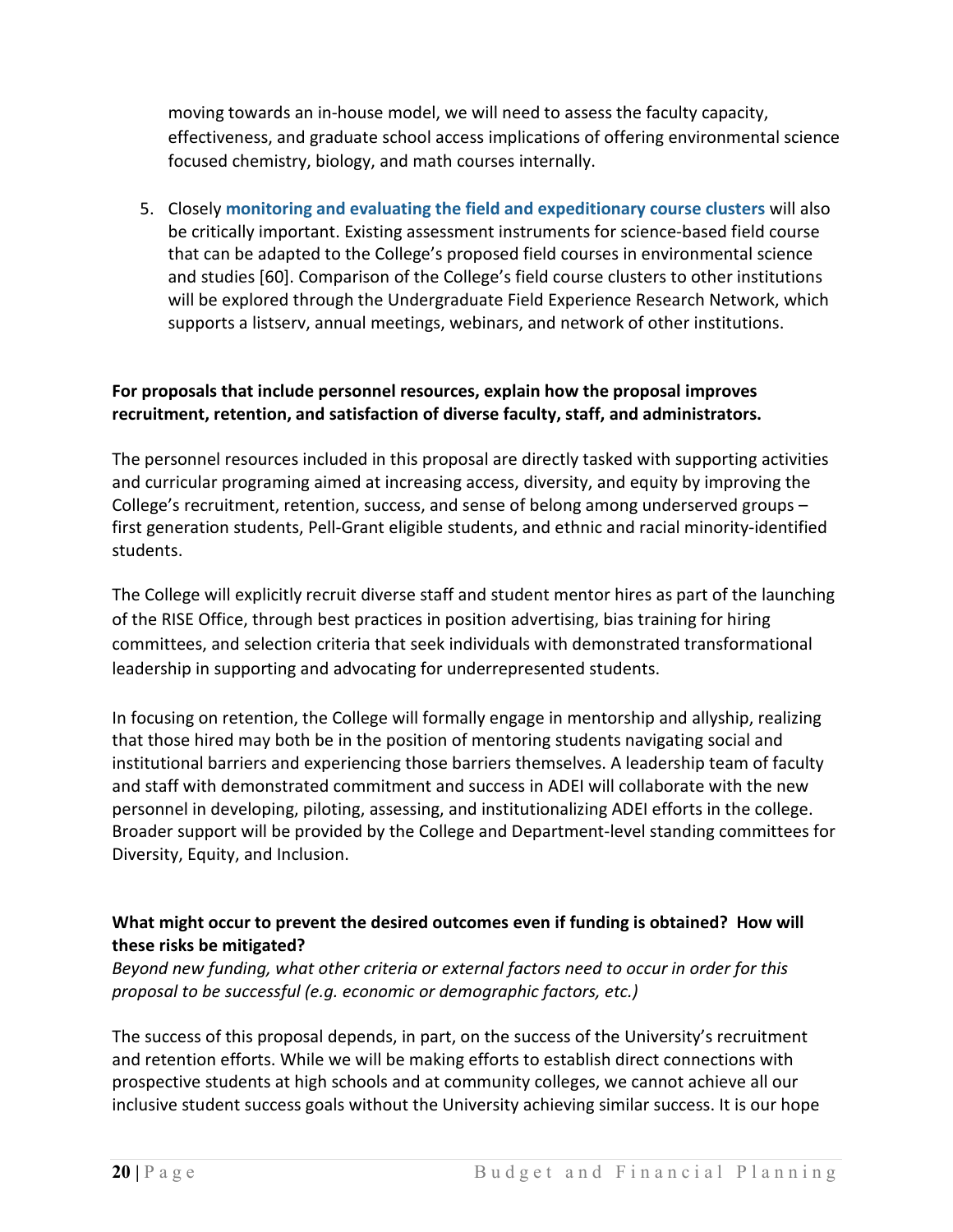moving towards an in-house model, we will need to assess the faculty capacity, effectiveness, and graduate school access implications of offering environmental science focused chemistry, biology, and math courses internally.

5. Closely **monitoring and evaluating the field and expeditionary course clusters** will also be critically important. Existing assessment instruments for science-based field course that can be adapted to the College's proposed field courses in environmental science and studies [60]. Comparison of the College's field course clusters to other institutions will be explored through the Undergraduate Field Experience Research Network, which supports a listserv, annual meetings, webinars, and network of other institutions.

**For proposals that include personnel resources, explain how the proposal improves recruitment, retention, and satisfaction of diverse faculty, staff, and administrators.**

The personnel resources included in this proposal are directly tasked with supporting activities and curricular programing aimed at increasing access, diversity, and equity by improving the College's recruitment, retention, success, and sense of belong among underserved groups – first generation students, Pell-Grant eligible students, and ethnic and racial minority-identified students.

The College will explicitly recruit diverse staff and student mentor hires as part of the launching of the RISE Office, through best practices in position advertising, bias training for hiring committees, and selection criteria that seek individuals with demonstrated transformational leadership in supporting and advocating for underrepresented students.

In focusing on retention, the College will formally engage in mentorship and allyship, realizing that those hired may both be in the position of mentoring students navigating social and institutional barriers and experiencing those barriers themselves. A leadership team of faculty and staff with demonstrated commitment and success in ADEI will collaborate with the new personnel in developing, piloting, assessing, and institutionalizing ADEI efforts in the college. Broader support will be provided by the College and Department-level standing committees for Diversity, Equity, and Inclusion.

**What might occur to prevent the desired outcomes even if funding is obtained? How will these risks be mitigated?**

*Beyond new funding, what other criteria or external factors need to occur in order for this proposal to be successful (e.g. economic or demographic factors, etc.)*

The success of this proposal depends, in part, on the success of the University's recruitment and retention efforts. While we will be making efforts to establish direct connections with prospective students at high schools and at community colleges, we cannot achieve all our inclusive student success goals without the University achieving similar success. It is our hope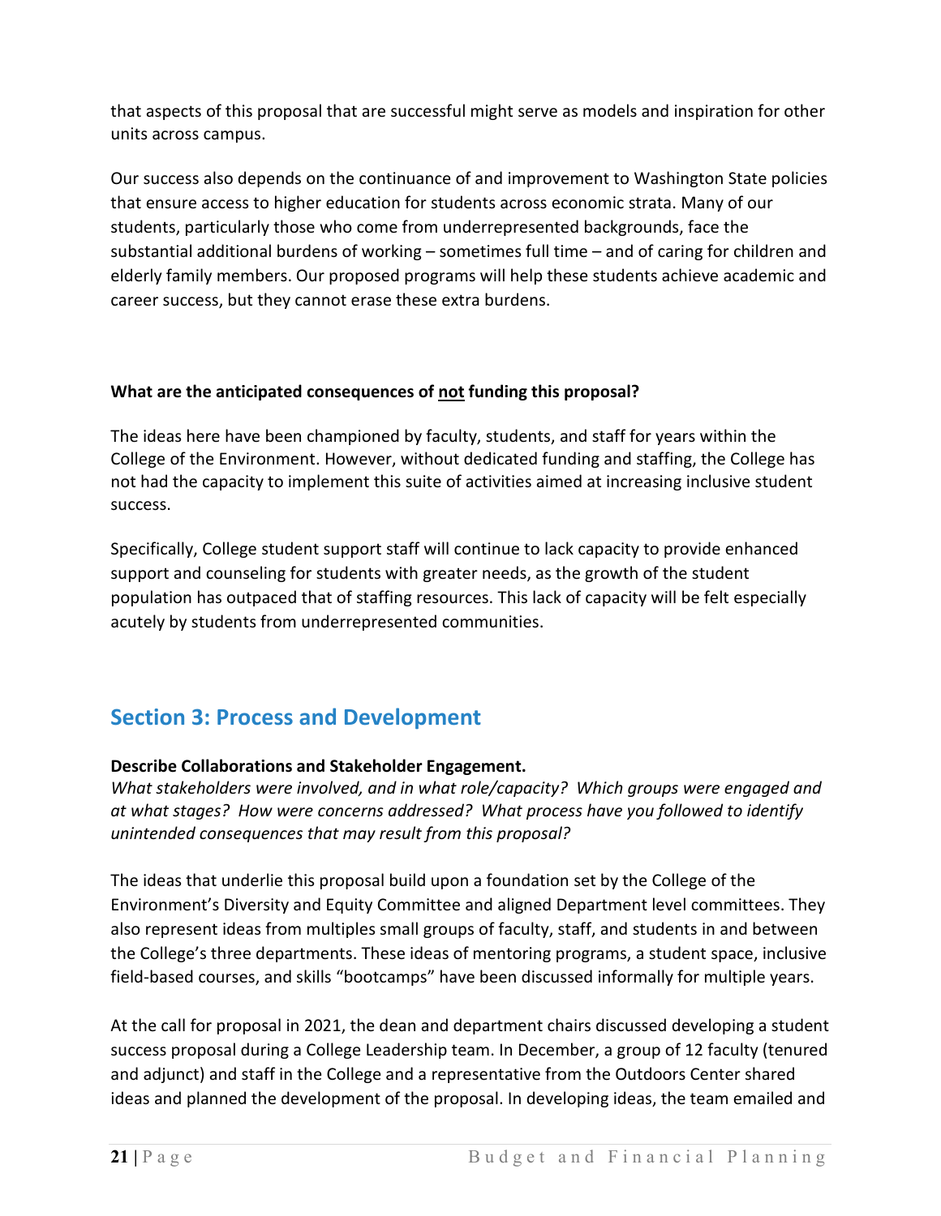that aspects of this proposal that are successful might serve as models and inspiration for other units across campus.

Our success also depends on the continuance of and improvement to Washington State policies that ensure access to higher education for students across economic strata. Many of our students, particularly those who come from underrepresented backgrounds, face the substantial additional burdens of working – sometimes full time – and of caring for children and elderly family members. Our proposed programs will help these students achieve academic and career success, but they cannot erase these extra burdens.

**What are the anticipated consequences of <u>not</u> funding this proposal?**

The ideas here have been championed by faculty, students, and staff for years within the College of the Environment. However, without dedicated funding and staffing, the College has not had the capacity to implement this suite of activities aimed at increasing inclusive student success.

Specifically, College student support staff will continue to lack capacity to provide enhanced support and counseling for students with greater needs, as the growth of the student population has outpaced that of staffing resources. This lack of capacity will be felt especially acutely by students from underrepresented communities.

## Section 3: Process and Development

**Describe Collaborations and Stakeholder Engagement.**

*What stakeholders were involved, and in what role/capacity? Which groups were engaged and at what stages? How were concerns addressed? What process have you followed to identify unintended consequences that may result from this proposal?*

The ideas that underlie this proposal build upon a foundation set by the College of the Environment's Diversity and Equity Committee and aligned Department level committees. They also represent ideas from multiples small groups of faculty, staff, and students in and between the College's three departments. These ideas of mentoring programs, a student space, inclusive field-based courses, and skills "bootcamps" have been discussed informally for multiple years.

At the call for proposal in 2021, the dean and department chairs discussed developing a student success proposal during a College Leadership team. In December, a group of 12 faculty (tenured and adjunct) and staff in the College and a representative from the Outdoors Center shared ideas and planned the development of the proposal. In developing ideas, the team emailed and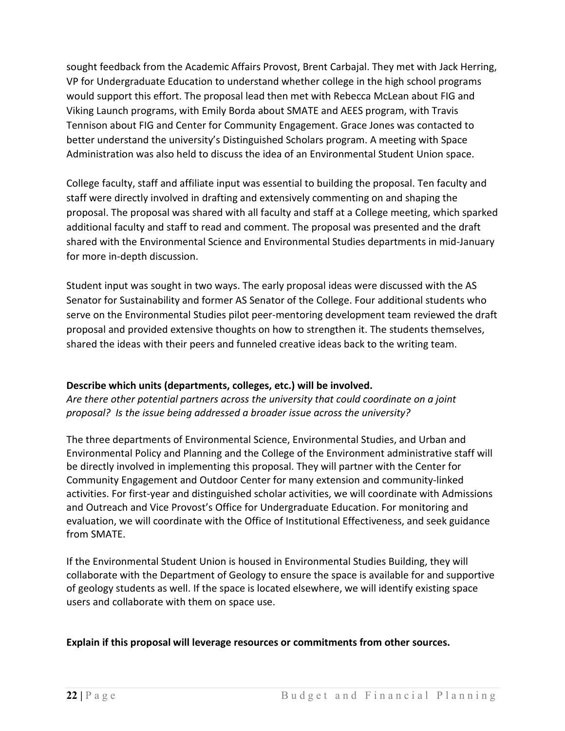sought feedback from the Academic Affairs Provost, Brent Carbajal. They met with Jack Herring, VP for Undergraduate Education to understand whether college in the high school programs would support this effort. The proposal lead then met with Rebecca McLean about FIG and Viking Launch programs, with Emily Borda about SMATE and AEES program, with Travis Tennison about FIG and Center for Community Engagement. Grace Jones was contacted to better understand the university's Distinguished Scholars program. A meeting with Space Administration was also held to discuss the idea of an Environmental Student Union space.

College faculty, staff and affiliate input was essential to building the proposal. Ten faculty and staff were directly involved in drafting and extensively commenting on and shaping the proposal. The proposal was shared with all faculty and staff at a College meeting, which sparked additional faculty and staff to read and comment. The proposal was presented and the draft shared with the Environmental Science and Environmental Studies departments in mid-January for more in-depth discussion.

Student input was sought in two ways. The early proposal ideas were discussed with the AS Senator for Sustainability and former AS Senator of the College. Four additional students who serve on the Environmental Studies pilot peer-mentoring development team reviewed the draft proposal and provided extensive thoughts on how to strengthen it. The students themselves, shared the ideas with their peers and funneled creative ideas back to the writing team.

**Describe which units (departments, colleges, etc.) will be involved.**

*Are there other potential partners across the university that could coordinate on a joint proposal? Is the issue being addressed a broader issue across the university?*

The three departments of Environmental Science, Environmental Studies, and Urban and Environmental Policy and Planning and the College of the Environment administrative staff will be directly involved in implementing this proposal. They will partner with the Center for Community Engagement and Outdoor Center for many extension and community-linked activities. For first-year and distinguished scholar activities, we will coordinate with Admissions and Outreach and Vice Provost's Office for Undergraduate Education. For monitoring and evaluation, we will coordinate with the Office of Institutional Effectiveness, and seek guidance from SMATE.

If the Environmental Student Union is housed in Environmental Studies Building, they will collaborate with the Department of Geology to ensure the space is available for and supportive of geology students as well. If the space is located elsewhere, we will identify existing space users and collaborate with them on space use.

**Explain if this proposal will leverage resources or commitments from other sources.**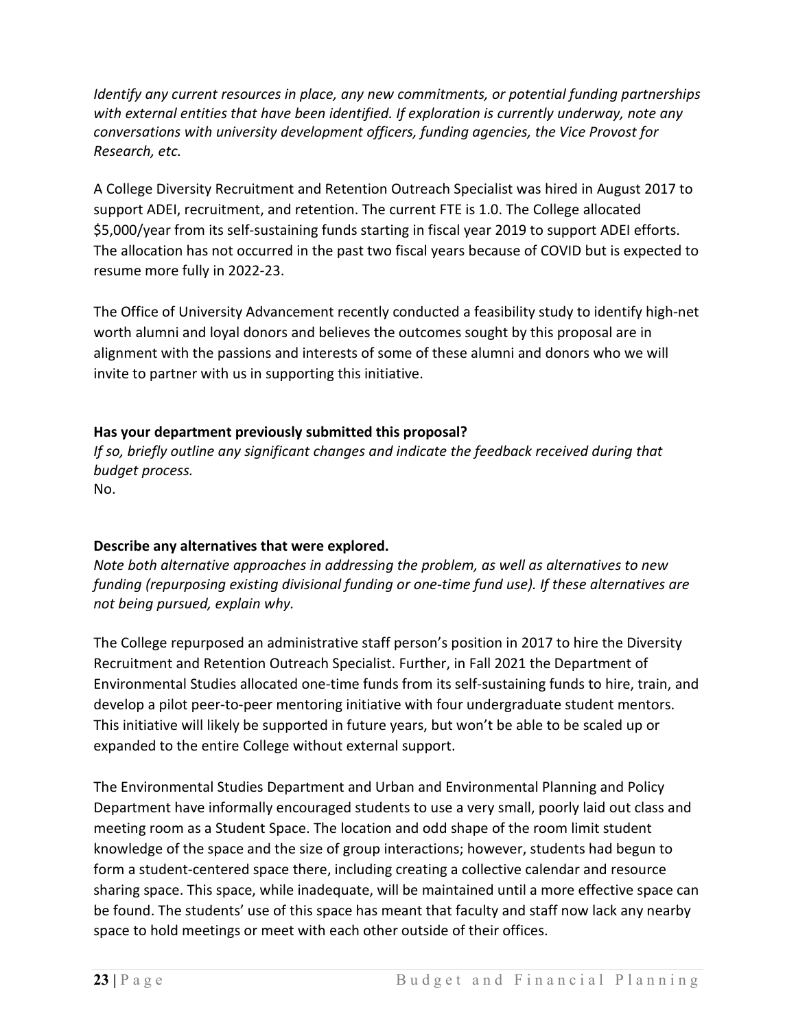*Identify any current resources in place, any new commitments, or potential funding partnerships with external entities that have been identified. If exploration is currently underway, note any conversations with university development officers, funding agencies, the Vice Provost for Research, etc.*

A College Diversity Recruitment and Retention Outreach Specialist was hired in August 2017 to support ADEI, recruitment, and retention. The current FTE is 1.0. The College allocated $5,000/year from its self-sustaining funds starting in fiscal year 2019 to support ADEI efforts. The allocation has not occurred in the past two fiscal years because of COVID but is expected to resume more fully in 2022-23.

The Office of University Advancement recently conducted a feasibility study to identify high-net worth alumni and loyal donors and believes the outcomes sought by this proposal are in alignment with the passions and interests of some of these alumni and donors who we will invite to partner with us in supporting this initiative.

**Has your department previously submitted this proposal?**

*If so, briefly outline any significant changes and indicate the feedback received during that budget process.*

No.

**Describe any alternatives that were explored.**

*Note both alternative approaches in addressing the problem, as well as alternatives to new funding (repurposing existing divisional funding or one-time fund use). If these alternatives are not being pursued, explain why.*

The College repurposed an administrative staff person's position in 2017 to hire the Diversity Recruitment and Retention Outreach Specialist. Further, in Fall 2021 the Department of Environmental Studies allocated one-time funds from its self-sustaining funds to hire, train, and develop a pilot peer-to-peer mentoring initiative with four undergraduate student mentors. This initiative will likely be supported in future years, but won't be able to be scaled up or expanded to the entire College without external support.

The Environmental Studies Department and Urban and Environmental Planning and Policy Department have informally encouraged students to use a very small, poorly laid out class and meeting room as a Student Space. The location and odd shape of the room limit student knowledge of the space and the size of group interactions; however, students had begun to form a student-centered space there, including creating a collective calendar and resource sharing space. This space, while inadequate, will be maintained until a more effective space can be found. The students' use of this space has meant that faculty and staff now lack any nearby space to hold meetings or meet with each other outside of their offices.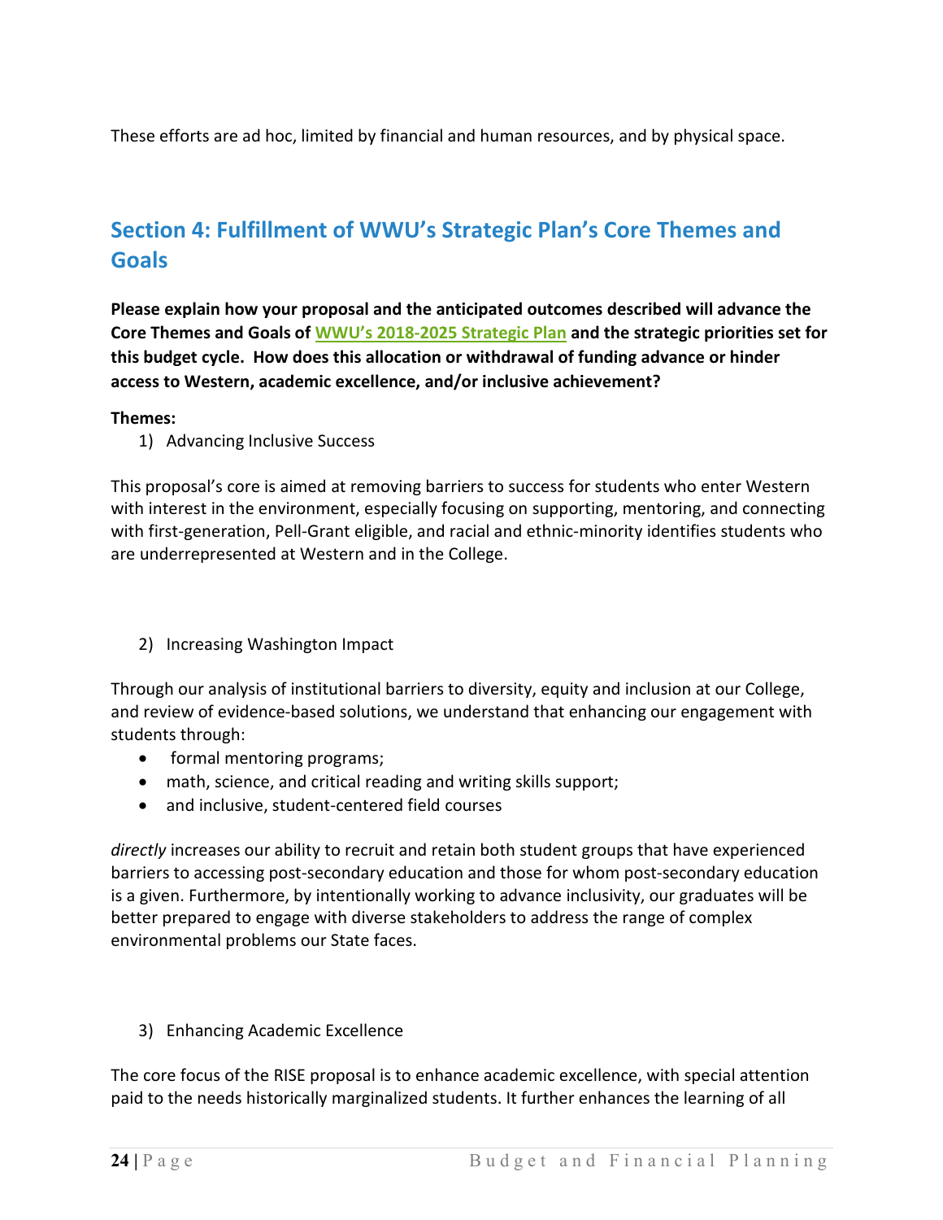These efforts are ad hoc, limited by financial and human resources, and by physical space.

## Section 4: Fulfillment of WWU's Strategic Plan's Core Themes and Goals

**Please explain how your proposal and the anticipated outcomes described will advance the Core Themes and Goals of WWU's 2018-2025 Strategic Plan and the strategic priorities set for this budget cycle. How does this allocation or withdrawal of funding advance or hinder access to Western, academic excellence, and/or inclusive achievement?**

**Themes:**

1) Advancing Inclusive Success

This proposal's core is aimed at removing barriers to success for students who enter Western with interest in the environment, especially focusing on supporting, mentoring, and connecting with first-generation, Pell-Grant eligible, and racial and ethnic-minority identifies students who are underrepresented at Western and in the College.

2) Increasing Washington Impact

Through our analysis of institutional barriers to diversity, equity and inclusion at our College, and review of evidence-based solutions, we understand that enhancing our engagement with students through:

- formal mentoring programs;
- math, science, and critical reading and writing skills support;
- and inclusive, student-centered field courses

*directly* increases our ability to recruit and retain both student groups that have experienced barriers to accessing post-secondary education and those for whom post-secondary education is a given. Furthermore, by intentionally working to advance inclusivity, our graduates will be better prepared to engage with diverse stakeholders to address the range of complex environmental problems our State faces.

3) Enhancing Academic Excellence

The core focus of the RISE proposal is to enhance academic excellence, with special attention paid to the needs historically marginalized students. It further enhances the learning of all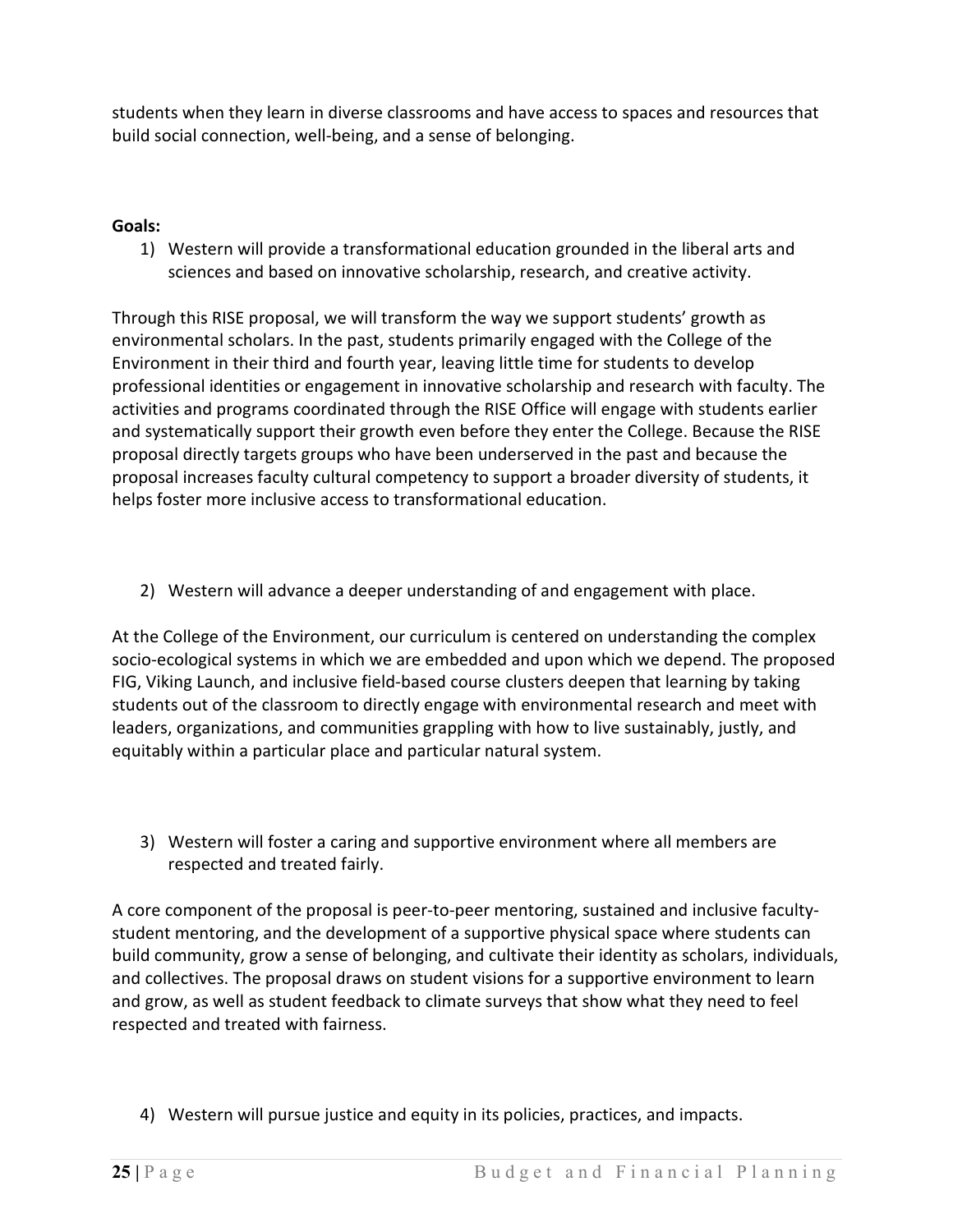students when they learn in diverse classrooms and have access to spaces and resources that build social connection, well-being, and a sense of belonging.

**Goals:**

1) Western will provide a transformational education grounded in the liberal arts and sciences and based on innovative scholarship, research, and creative activity.

Through this RISE proposal, we will transform the way we support students' growth as environmental scholars. In the past, students primarily engaged with the College of the Environment in their third and fourth year, leaving little time for students to develop professional identities or engagement in innovative scholarship and research with faculty. The activities and programs coordinated through the RISE Office will engage with students earlier and systematically support their growth even before they enter the College. Because the RISE proposal directly targets groups who have been underserved in the past and because the proposal increases faculty cultural competency to support a broader diversity of students, it helps foster more inclusive access to transformational education.

2) Western will advance a deeper understanding of and engagement with place.

At the College of the Environment, our curriculum is centered on understanding the complex socio-ecological systems in which we are embedded and upon which we depend. The proposed FIG, Viking Launch, and inclusive field-based course clusters deepen that learning by taking students out of the classroom to directly engage with environmental research and meet with leaders, organizations, and communities grappling with how to live sustainably, justly, and equitably within a particular place and particular natural system.

3) Western will foster a caring and supportive environment where all members are respected and treated fairly.

A core component of the proposal is peer-to-peer mentoring, sustained and inclusive faculty-student mentoring, and the development of a supportive physical space where students can build community, grow a sense of belonging, and cultivate their identity as scholars, individuals, and collectives. The proposal draws on student visions for a supportive environment to learn and grow, as well as student feedback to climate surveys that show what they need to feel respected and treated with fairness.

4) Western will pursue justice and equity in its policies, practices, and impacts.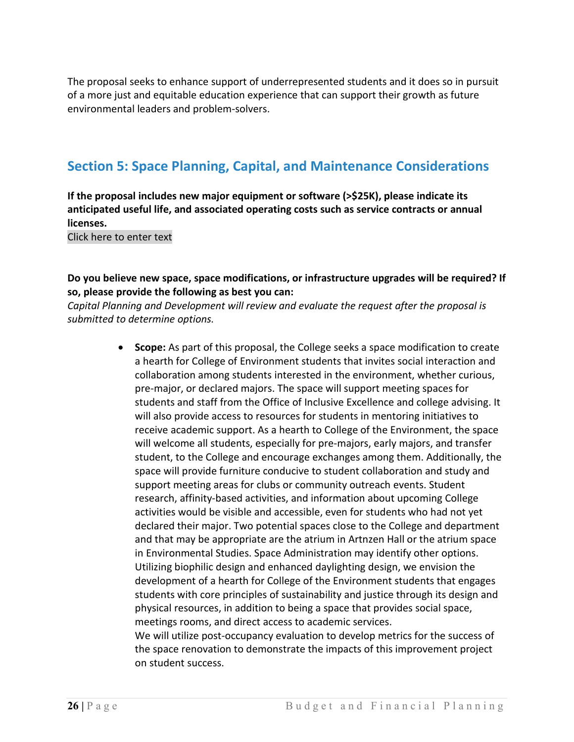The proposal seeks to enhance support of underrepresented students and it does so in pursuit of a more just and equitable education experience that can support their growth as future environmental leaders and problem-solvers.

## Section 5: Space Planning, Capital, and Maintenance Considerations

**If the proposal includes new major equipment or software (>$25K), please indicate its anticipated useful life, and associated operating costs such as service contracts or annual licenses.**

Click here to enter text

**Do you believe new space, space modifications, or infrastructure upgrades will be required? If so, please provide the following as best you can:**

*Capital Planning and Development will review and evaluate the request after the proposal is submitted to determine options.*

- **Scope:** As part of this proposal, the College seeks a space modification to create a hearth for College of Environment students that invites social interaction and collaboration among students interested in the environment, whether curious, pre-major, or declared majors. The space will support meeting spaces for students and staff from the Office of Inclusive Excellence and college advising. It will also provide access to resources for students in mentoring initiatives to receive academic support. As a hearth to College of the Environment, the space will welcome all students, especially for pre-majors, early majors, and transfer student, to the College and encourage exchanges among them. Additionally, the space will provide furniture conducive to student collaboration and study and support meeting areas for clubs or community outreach events. Student research, affinity-based activities, and information about upcoming College activities would be visible and accessible, even for students who had not yet declared their major. Two potential spaces close to the College and department and that may be appropriate are the atrium in Artnzen Hall or the atrium space in Environmental Studies. Space Administration may identify other options. Utilizing biophilic design and enhanced daylighting design, we envision the development of a hearth for College of the Environment students that engages students with core principles of sustainability and justice through its design and physical resources, in addition to being a space that provides social space, meetings rooms, and direct access to academic services.
  We will utilize post-occupancy evaluation to develop metrics for the success of the space renovation to demonstrate the impacts of this improvement project on student success.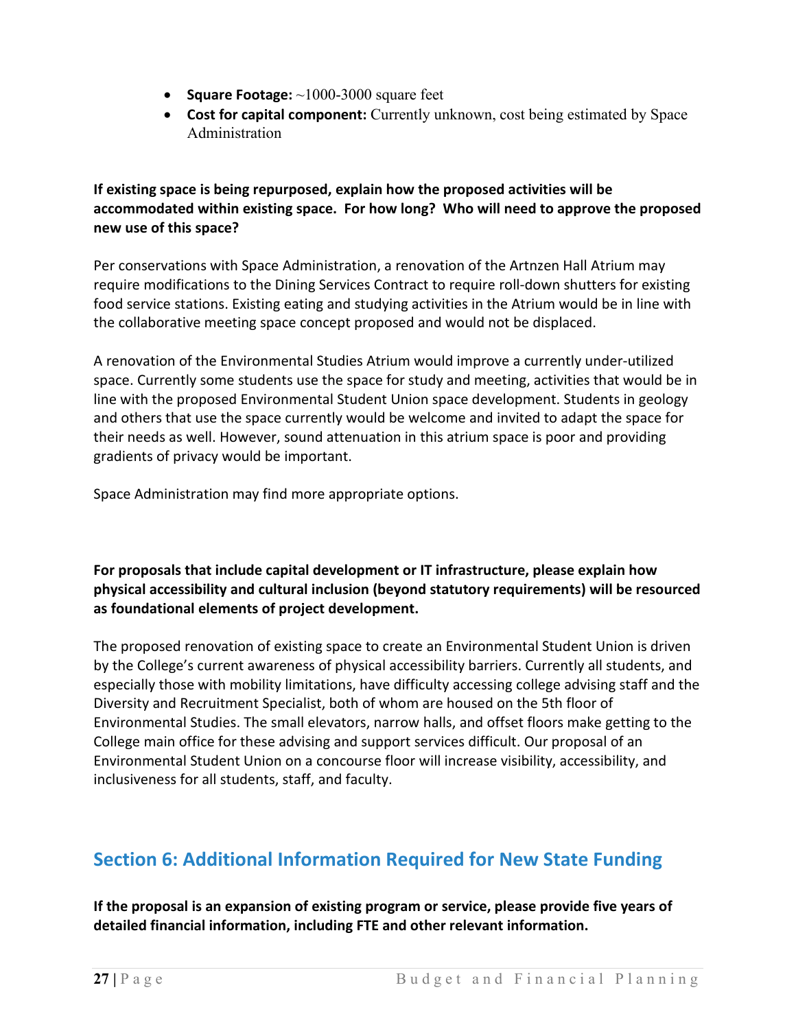- **Square Footage:** ~1000-3000 square feet
- **Cost for capital component:** Currently unknown, cost being estimated by Space Administration

**If existing space is being repurposed, explain how the proposed activities will be accommodated within existing space. For how long? Who will need to approve the proposed new use of this space?**

Per conservations with Space Administration, a renovation of the Artnzen Hall Atrium may require modifications to the Dining Services Contract to require roll-down shutters for existing food service stations. Existing eating and studying activities in the Atrium would be in line with the collaborative meeting space concept proposed and would not be displaced.

A renovation of the Environmental Studies Atrium would improve a currently under-utilized space. Currently some students use the space for study and meeting, activities that would be in line with the proposed Environmental Student Union space development. Students in geology and others that use the space currently would be welcome and invited to adapt the space for their needs as well. However, sound attenuation in this atrium space is poor and providing gradients of privacy would be important.

Space Administration may find more appropriate options.

**For proposals that include capital development or IT infrastructure, please explain how physical accessibility and cultural inclusion (beyond statutory requirements) will be resourced as foundational elements of project development.**

The proposed renovation of existing space to create an Environmental Student Union is driven by the College's current awareness of physical accessibility barriers. Currently all students, and especially those with mobility limitations, have difficulty accessing college advising staff and the Diversity and Recruitment Specialist, both of whom are housed on the 5th floor of Environmental Studies. The small elevators, narrow halls, and offset floors make getting to the College main office for these advising and support services difficult. Our proposal of an Environmental Student Union on a concourse floor will increase visibility, accessibility, and inclusiveness for all students, staff, and faculty.

## Section 6: Additional Information Required for New State Funding

**If the proposal is an expansion of existing program or service, please provide five years of detailed financial information, including FTE and other relevant information.**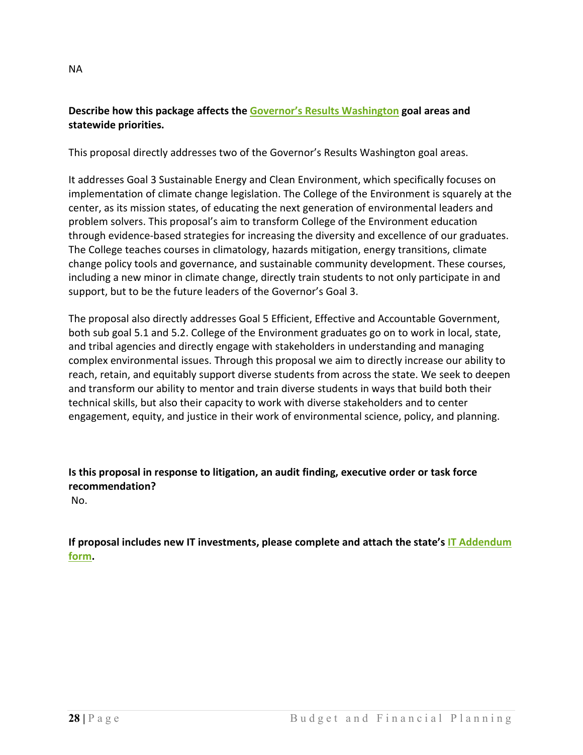NA

**Describe how this package affects the Governor's Results Washington goal areas and statewide priorities.**

This proposal directly addresses two of the Governor's Results Washington goal areas.

It addresses Goal 3 Sustainable Energy and Clean Environment, which specifically focuses on implementation of climate change legislation. The College of the Environment is squarely at the center, as its mission states, of educating the next generation of environmental leaders and problem solvers. This proposal's aim to transform College of the Environment education through evidence-based strategies for increasing the diversity and excellence of our graduates. The College teaches courses in climatology, hazards mitigation, energy transitions, climate change policy tools and governance, and sustainable community development. These courses, including a new minor in climate change, directly train students to not only participate in and support, but to be the future leaders of the Governor's Goal 3.

The proposal also directly addresses Goal 5 Efficient, Effective and Accountable Government, both sub goal 5.1 and 5.2. College of the Environment graduates go on to work in local, state, and tribal agencies and directly engage with stakeholders in understanding and managing complex environmental issues. Through this proposal we aim to directly increase our ability to reach, retain, and equitably support diverse students from across the state. We seek to deepen and transform our ability to mentor and train diverse students in ways that build both their technical skills, but also their capacity to work with diverse stakeholders and to center engagement, equity, and justice in their work of environmental science, policy, and planning.

**Is this proposal in response to litigation, an audit finding, executive order or task force recommendation?**

No.

**If proposal includes new IT investments, please complete and attach the state's IT Addendum form.**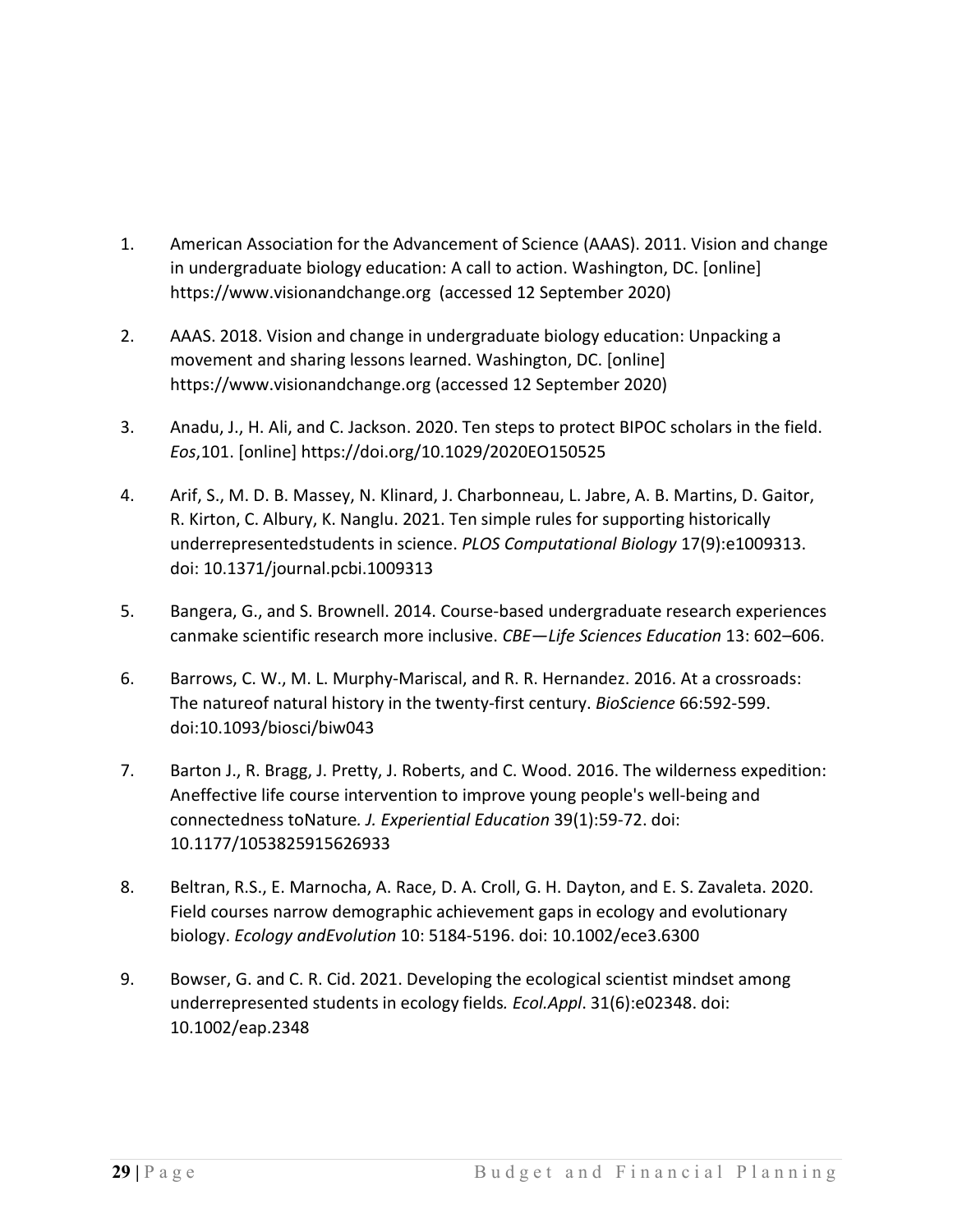1. American Association for the Advancement of Science (AAAS). 2011. Vision and change in undergraduate biology education: A call to action. Washington, DC. [online] https://www.visionandchange.org (accessed 12 September 2020)

2. AAAS. 2018. Vision and change in undergraduate biology education: Unpacking a movement and sharing lessons learned. Washington, DC. [online] https://www.visionandchange.org (accessed 12 September 2020)

3. Anadu, J., H. Ali, and C. Jackson. 2020. Ten steps to protect BIPOC scholars in the field. *Eos*,101. [online] https://doi.org/10.1029/2020EO150525

4. Arif, S., M. D. B. Massey, N. Klinard, J. Charbonneau, L. Jabre, A. B. Martins, D. Gaitor, R. Kirton, C. Albury, K. Nanglu. 2021. Ten simple rules for supporting historically underrepresentedstudents in science. *PLOS Computational Biology* 17(9):e1009313. doi: 10.1371/journal.pcbi.1009313

5. Bangera, G., and S. Brownell. 2014. Course-based undergraduate research experiences canmake scientific research more inclusive. *CBE—Life Sciences Education* 13: 602–606.

6. Barrows, C. W., M. L. Murphy-Mariscal, and R. R. Hernandez. 2016. At a crossroads: The natureof natural history in the twenty-first century. *BioScience* 66:592-599. doi:10.1093/biosci/biw043

7. Barton J., R. Bragg, J. Pretty, J. Roberts, and C. Wood. 2016. The wilderness expedition: Aneffective life course intervention to improve young people's well-being and connectedness toNature*. J. Experiential Education* 39(1):59-72. doi: 10.1177/1053825915626933

8. Beltran, R.S., E. Marnocha, A. Race, D. A. Croll, G. H. Dayton, and E. S. Zavaleta. 2020. Field courses narrow demographic achievement gaps in ecology and evolutionary biology. *Ecology andEvolution* 10: 5184-5196. doi: 10.1002/ece3.6300

9. Bowser, G. and C. R. Cid. 2021. Developing the ecological scientist mindset among underrepresented students in ecology fields*. Ecol.Appl*. 31(6):e02348. doi: 10.1002/eap.2348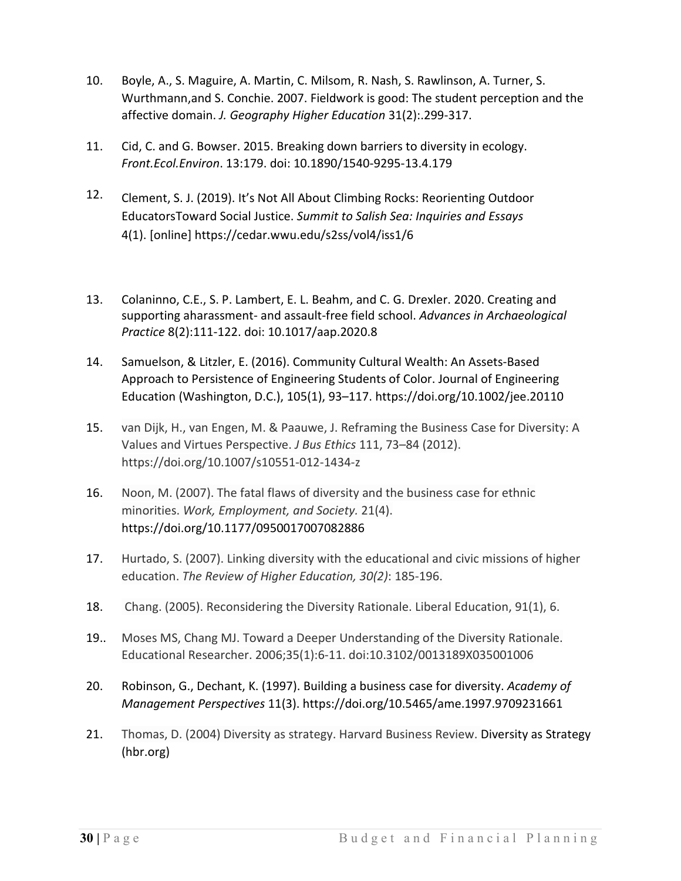10. Boyle, A., S. Maguire, A. Martin, C. Milsom, R. Nash, S. Rawlinson, A. Turner, S. Wurthmann,and S. Conchie. 2007. Fieldwork is good: The student perception and the affective domain. *J. Geography Higher Education* 31(2):.299-317.

11. Cid, C. and G. Bowser. 2015. Breaking down barriers to diversity in ecology. *Front.Ecol.Environ*. 13:179. doi: 10.1890/1540-9295-13.4.179

12. Clement, S. J. (2019). It's Not All About Climbing Rocks: Reorienting Outdoor EducatorsToward Social Justice. *Summit to Salish Sea: Inquiries and Essays* 4(1). [online] https://cedar.wwu.edu/s2ss/vol4/iss1/6

13. Colaninno, C.E., S. P. Lambert, E. L. Beahm, and C. G. Drexler. 2020. Creating and supporting aharassment- and assault-free field school. *Advances in Archaeological Practice* 8(2):111-122. doi: 10.1017/aap.2020.8

14. Samuelson, & Litzler, E. (2016). Community Cultural Wealth: An Assets-Based Approach to Persistence of Engineering Students of Color. Journal of Engineering Education (Washington, D.C.), 105(1), 93–117. https://doi.org/10.1002/jee.20110

15. van Dijk, H., van Engen, M. & Paauwe, J. Reframing the Business Case for Diversity: A Values and Virtues Perspective. *J Bus Ethics* 111, 73–84 (2012). https://doi.org/10.1007/s10551-012-1434-z

16. Noon, M. (2007). The fatal flaws of diversity and the business case for ethnic minorities. *Work, Employment, and Society.* 21(4). https://doi.org/10.1177/0950017007082886

17. Hurtado, S. (2007). Linking diversity with the educational and civic missions of higher education. *The Review of Higher Education, 30(2)*: 185-196.

18. Chang. (2005). Reconsidering the Diversity Rationale. Liberal Education, 91(1), 6.

19.. Moses MS, Chang MJ. Toward a Deeper Understanding of the Diversity Rationale. Educational Researcher. 2006;35(1):6-11. doi:10.3102/0013189X035001006

20. Robinson, G., Dechant, K. (1997). Building a business case for diversity. *Academy of Management Perspectives* 11(3). https://doi.org/10.5465/ame.1997.9709231661

21. Thomas, D. (2004) Diversity as strategy. Harvard Business Review. Diversity as Strategy (hbr.org)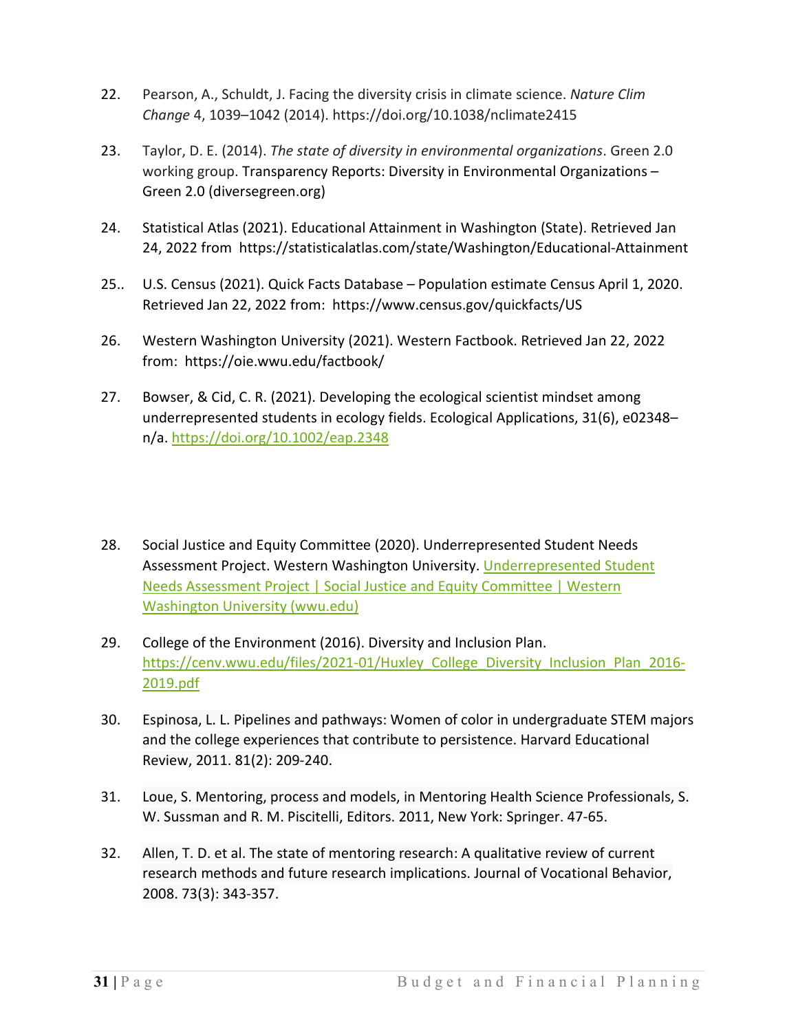22. Pearson, A., Schuldt, J. Facing the diversity crisis in climate science. *Nature Clim Change* 4, 1039–1042 (2014). https://doi.org/10.1038/nclimate2415

23. Taylor, D. E. (2014). *The state of diversity in environmental organizations*. Green 2.0 working group. Transparency Reports: Diversity in Environmental Organizations – Green 2.0 (diversegreen.org)

24. Statistical Atlas (2021). Educational Attainment in Washington (State). Retrieved Jan 24, 2022 from https://statisticalatlas.com/state/Washington/Educational-Attainment

25.. U.S. Census (2021). Quick Facts Database – Population estimate Census April 1, 2020. Retrieved Jan 22, 2022 from: https://www.census.gov/quickfacts/US

26. Western Washington University (2021). Western Factbook. Retrieved Jan 22, 2022 from: https://oie.wwu.edu/factbook/

27. Bowser, & Cid, C. R. (2021). Developing the ecological scientist mindset among underrepresented students in ecology fields. Ecological Applications, 31(6), e02348–n/a. https://doi.org/10.1002/eap.2348

28. Social Justice and Equity Committee (2020). Underrepresented Student Needs Assessment Project. Western Washington University. Underrepresented Student Needs Assessment Project | Social Justice and Equity Committee | Western Washington University (wwu.edu)

29. College of the Environment (2016). Diversity and Inclusion Plan. https://cenv.wwu.edu/files/2021-01/Huxley_College_Diversity_Inclusion_Plan_2016-2019.pdf

30. Espinosa, L. L. Pipelines and pathways: Women of color in undergraduate STEM majors and the college experiences that contribute to persistence. Harvard Educational Review, 2011. 81(2): 209-240.

31. Loue, S. Mentoring, process and models, in Mentoring Health Science Professionals, S. W. Sussman and R. M. Piscitelli, Editors. 2011, New York: Springer. 47-65.

32. Allen, T. D. et al. The state of mentoring research: A qualitative review of current research methods and future research implications. Journal of Vocational Behavior, 2008. 73(3): 343-357.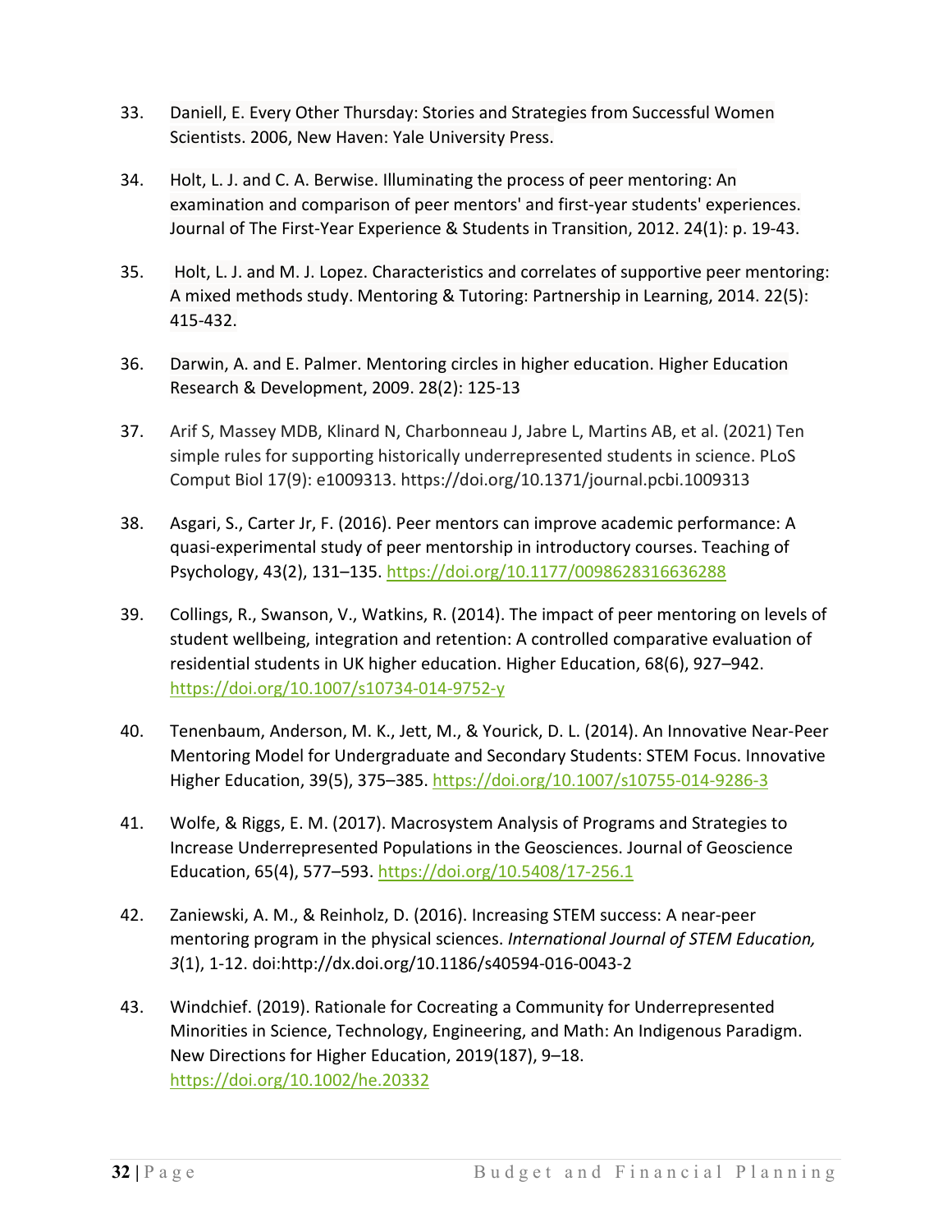33. Daniell, E. Every Other Thursday: Stories and Strategies from Successful Women Scientists. 2006, New Haven: Yale University Press.

34. Holt, L. J. and C. A. Berwise. Illuminating the process of peer mentoring: An examination and comparison of peer mentors' and first-year students' experiences. Journal of The First-Year Experience & Students in Transition, 2012. 24(1): p. 19-43.

35. Holt, L. J. and M. J. Lopez. Characteristics and correlates of supportive peer mentoring: A mixed methods study. Mentoring & Tutoring: Partnership in Learning, 2014. 22(5): 415-432.

36. Darwin, A. and E. Palmer. Mentoring circles in higher education. Higher Education Research & Development, 2009. 28(2): 125-13

37. Arif S, Massey MDB, Klinard N, Charbonneau J, Jabre L, Martins AB, et al. (2021) Ten simple rules for supporting historically underrepresented students in science. PLoS Comput Biol 17(9): e1009313. https://doi.org/10.1371/journal.pcbi.1009313

38. Asgari, S., Carter Jr, F. (2016). Peer mentors can improve academic performance: A quasi-experimental study of peer mentorship in introductory courses. Teaching of Psychology, 43(2), 131–135. https://doi.org/10.1177/0098628316636288

39. Collings, R., Swanson, V., Watkins, R. (2014). The impact of peer mentoring on levels of student wellbeing, integration and retention: A controlled comparative evaluation of residential students in UK higher education. Higher Education, 68(6), 927–942. https://doi.org/10.1007/s10734-014-9752-y

40. Tenenbaum, Anderson, M. K., Jett, M., & Yourick, D. L. (2014). An Innovative Near-Peer Mentoring Model for Undergraduate and Secondary Students: STEM Focus. Innovative Higher Education, 39(5), 375–385. https://doi.org/10.1007/s10755-014-9286-3

41. Wolfe, & Riggs, E. M. (2017). Macrosystem Analysis of Programs and Strategies to Increase Underrepresented Populations in the Geosciences. Journal of Geoscience Education, 65(4), 577–593. https://doi.org/10.5408/17-256.1

42. Zaniewski, A. M., & Reinholz, D. (2016). Increasing STEM success: A near-peer mentoring program in the physical sciences. *International Journal of STEM Education, 3*(1), 1-12. doi:http://dx.doi.org/10.1186/s40594-016-0043-2

43. Windchief. (2019). Rationale for Cocreating a Community for Underrepresented Minorities in Science, Technology, Engineering, and Math: An Indigenous Paradigm. New Directions for Higher Education, 2019(187), 9–18. https://doi.org/10.1002/he.20332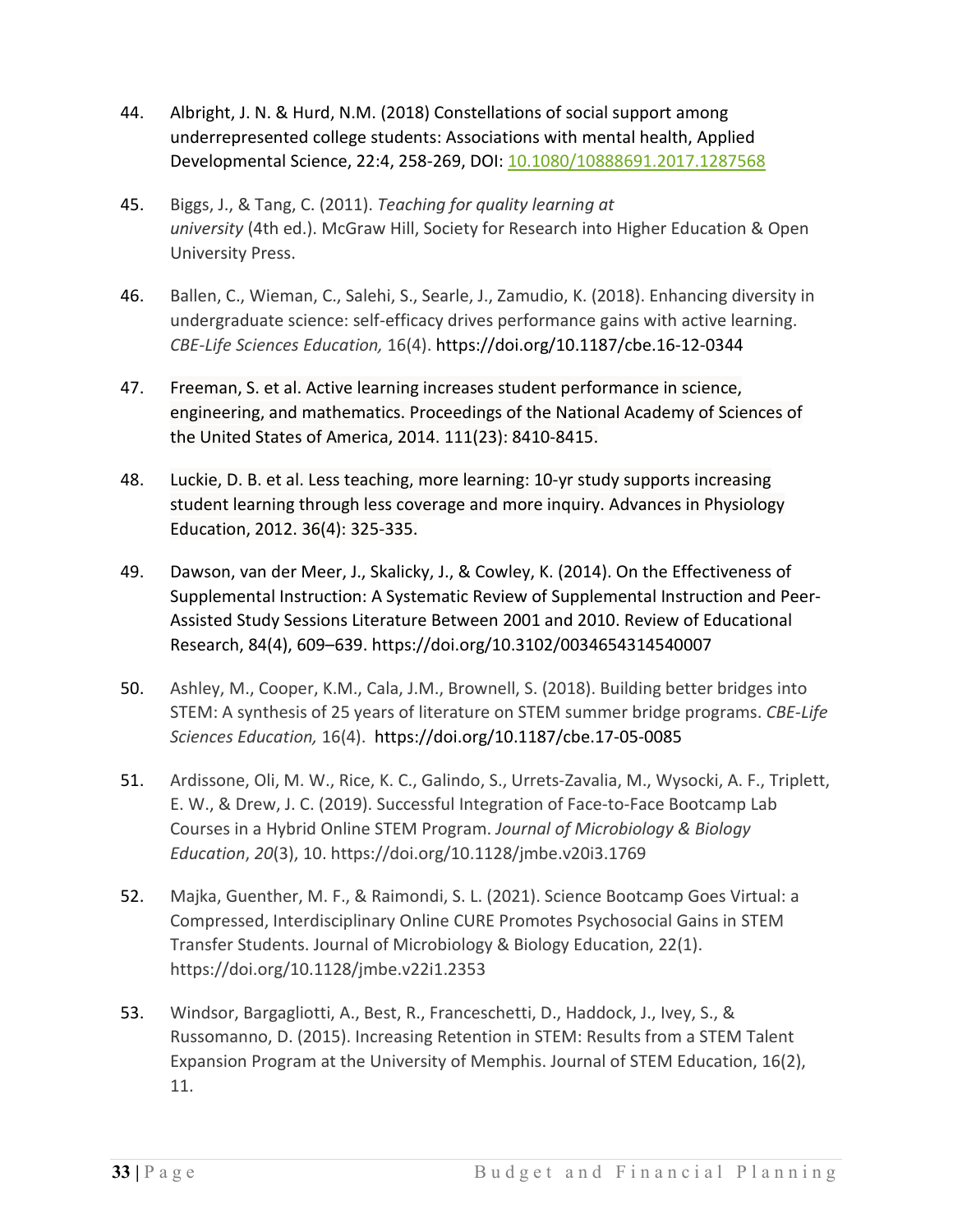44. Albright, J. N. & Hurd, N.M. (2018) Constellations of social support among underrepresented college students: Associations with mental health, Applied Developmental Science, 22:4, 258-269, DOI: 10.1080/10888691.2017.1287568

45. Biggs, J., & Tang, C. (2011). *Teaching for quality learning at university* (4th ed.). McGraw Hill, Society for Research into Higher Education & Open University Press.

46. Ballen, C., Wieman, C., Salehi, S., Searle, J., Zamudio, K. (2018). Enhancing diversity in undergraduate science: self-efficacy drives performance gains with active learning. *CBE-Life Sciences Education,* 16(4). https://doi.org/10.1187/cbe.16-12-0344

47. Freeman, S. et al. Active learning increases student performance in science, engineering, and mathematics. Proceedings of the National Academy of Sciences of the United States of America, 2014. 111(23): 8410-8415.

48. Luckie, D. B. et al. Less teaching, more learning: 10-yr study supports increasing student learning through less coverage and more inquiry. Advances in Physiology Education, 2012. 36(4): 325-335.

49. Dawson, van der Meer, J., Skalicky, J., & Cowley, K. (2014). On the Effectiveness of Supplemental Instruction: A Systematic Review of Supplemental Instruction and Peer-Assisted Study Sessions Literature Between 2001 and 2010. Review of Educational Research, 84(4), 609–639. https://doi.org/10.3102/0034654314540007

50. Ashley, M., Cooper, K.M., Cala, J.M., Brownell, S. (2018). Building better bridges into STEM: A synthesis of 25 years of literature on STEM summer bridge programs. *CBE-Life Sciences Education,* 16(4). https://doi.org/10.1187/cbe.17-05-0085

51. Ardissone, Oli, M. W., Rice, K. C., Galindo, S., Urrets-Zavalia, M., Wysocki, A. F., Triplett, E. W., & Drew, J. C. (2019). Successful Integration of Face-to-Face Bootcamp Lab Courses in a Hybrid Online STEM Program. *Journal of Microbiology & Biology Education*, *20*(3), 10. https://doi.org/10.1128/jmbe.v20i3.1769

52. Majka, Guenther, M. F., & Raimondi, S. L. (2021). Science Bootcamp Goes Virtual: a Compressed, Interdisciplinary Online CURE Promotes Psychosocial Gains in STEM Transfer Students. Journal of Microbiology & Biology Education, 22(1). https://doi.org/10.1128/jmbe.v22i1.2353

53. Windsor, Bargagliotti, A., Best, R., Franceschetti, D., Haddock, J., Ivey, S., & Russomanno, D. (2015). Increasing Retention in STEM: Results from a STEM Talent Expansion Program at the University of Memphis. Journal of STEM Education, 16(2), 11.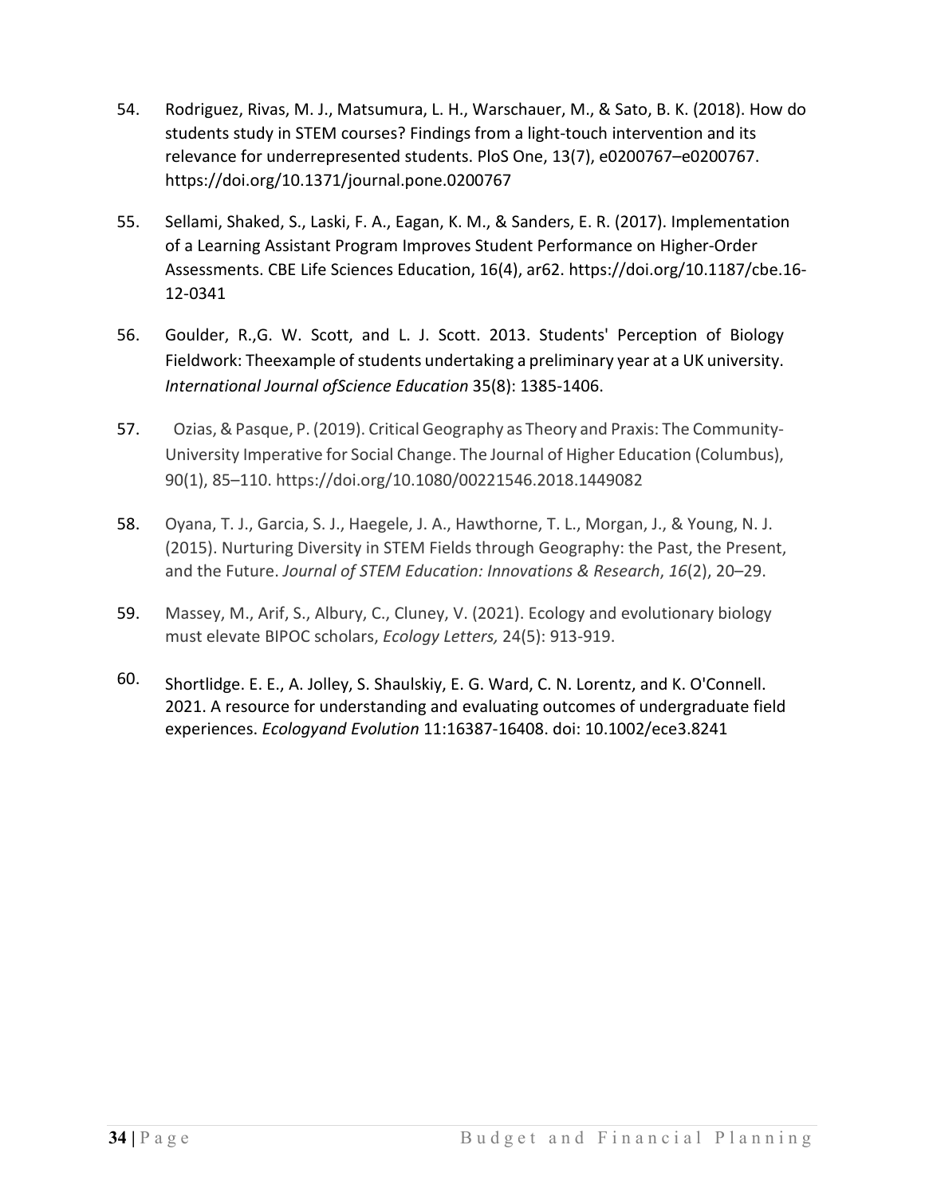54. Rodriguez, Rivas, M. J., Matsumura, L. H., Warschauer, M., & Sato, B. K. (2018). How do students study in STEM courses? Findings from a light-touch intervention and its relevance for underrepresented students. PloS One, 13(7), e0200767–e0200767. https://doi.org/10.1371/journal.pone.0200767

55. Sellami, Shaked, S., Laski, F. A., Eagan, K. M., & Sanders, E. R. (2017). Implementation of a Learning Assistant Program Improves Student Performance on Higher-Order Assessments. CBE Life Sciences Education, 16(4), ar62. https://doi.org/10.1187/cbe.16-12-0341

56. Goulder, R.,G. W. Scott, and L. J. Scott. 2013. Students' Perception of Biology Fieldwork: Theexample of students undertaking a preliminary year at a UK university. *International Journal ofScience Education* 35(8): 1385-1406.

57. Ozias, & Pasque, P. (2019). Critical Geography as Theory and Praxis: The Community-University Imperative for Social Change. The Journal of Higher Education (Columbus), 90(1), 85–110. https://doi.org/10.1080/00221546.2018.1449082

58. Oyana, T. J., Garcia, S. J., Haegele, J. A., Hawthorne, T. L., Morgan, J., & Young, N. J. (2015). Nurturing Diversity in STEM Fields through Geography: the Past, the Present, and the Future. *Journal of STEM Education: Innovations & Research*, *16*(2), 20–29.

59. Massey, M., Arif, S., Albury, C., Cluney, V. (2021). Ecology and evolutionary biology must elevate BIPOC scholars, *Ecology Letters,* 24(5): 913-919.

60. Shortlidge. E. E., A. Jolley, S. Shaulskiy, E. G. Ward, C. N. Lorentz, and K. O'Connell. 2021. A resource for understanding and evaluating outcomes of undergraduate field experiences. *Ecologyand Evolution* 11:16387-16408. doi: 10.1002/ece3.8241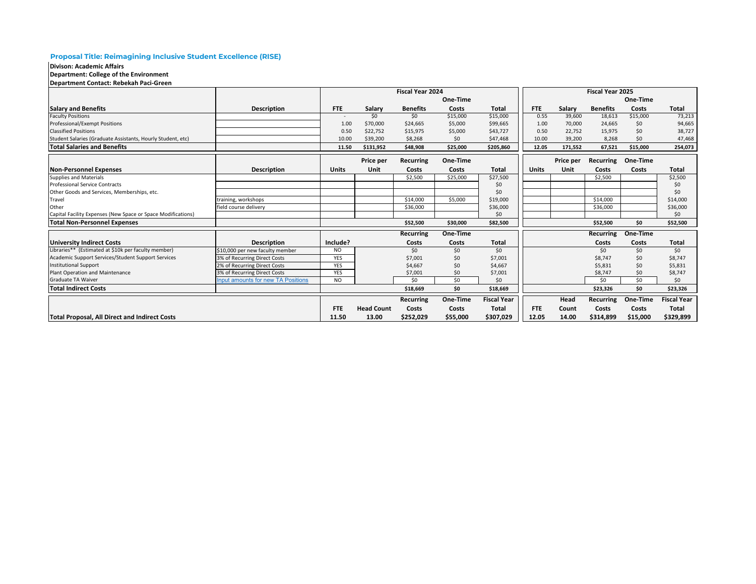**Proposal Title: Reimagining Inclusive Student Excellence (RISE)**

**Divison: Academic Affairs**

**Department: College of the Environment**

**Department Contact: Rebekah Paci-Green**

| | | Fiscal Year 2024 | | | | | Fiscal Year 2025 | | | | |
|---|---|---|---|---|---|---|---|---|---|---|---|
| **Salary and Benefits** | **Description** | **FTE** | **Salary** | **Benefits** | **One-Time Costs** | **Total** | **FTE** | **Salary** | **Benefits** | **One-Time Costs** | **Total** |
| Faculty Positions | | - | $0 | $0 | $15,000 | $15,000 | 0.55 | 39,600 | 18,613 | $15,000 | 73,213 |
| Professional/Exempt Positions | | 1.00 | $70,000 | $24,665 | $5,000 | $99,665 | 1.00 | 70,000 | 24,665 | $0 | 94,665 |
| Classified Positions | | 0.50 | $22,752 | $15,975 | $5,000 | $43,727 | 0.50 | 22,752 | 15,975 | $0 | 38,727 |
| Student Salaries (Graduate Assistants, Hourly Student, etc) | | 10.00 | $39,200 | $8,268 | $0 | $47,468 | 10.00 | 39,200 | 8,268 | $0 | 47,468 |
| **Total Salaries and Benefits** | | **11.50** | **$131,952** | **$48,908** | **$25,000** | **$205,860** | **12.05** | **171,552** | **67,521** | **$15,000** | **254,073** |

| **Non-Personnel Expenses** | **Description** | **Units** | **Price per Unit** | **Recurring Costs** | **One-Time Costs** | **Total** | **Units** | **Price per Unit** | **Recurring Costs** | **One-Time Costs** | **Total** |
|---|---|---|---|---|---|---|---|---|---|---|---|
| Supplies and Materials | | | | $2,500 | $25,000 | $27,500 | | | $2,500 | | $2,500 |
| Professional Service Contracts | | | | | | $0 | | | | | $0 |
| Other Goods and Services, Memberships, etc. | | | | | | $0 | | | | | $0 |
| Travel | training, workshops | | | $14,000 | $5,000 | $19,000 | | | $14,000 | | $14,000 |
| Other | field course delivery | | | $36,000 | | $36,000 | | | $36,000 | | $36,000 |
| Capital Facility Expenses (New Space or Space Modifications) | | | | | | $0 | | | | | $0 |
| **Total Non-Personnel Expenses** | | | | **$52,500** | **$30,000** | **$82,500** | | | **$52,500** | **$0** | **$52,500** |

| **University Indirect Costs** | **Description** | **Include?** | | **Recurring Costs** | **One-Time Costs** | **Total** | | | **Recurring Costs** | **One-Time Costs** | **Total** |
|---|---|---|---|---|---|---|---|---|---|---|---|
| Libraries** (Estimated at $10k per faculty member) | $10,000 per new faculty member | NO | | $0 | $0 | $0 | | | $0 | $0 | $0 |
| Academic Support Services/Student Support Services | 3% of Recurring Direct Costs | YES | | $7,001 | $0 | $7,001 | | | $8,747 | $0 | $8,747 |
| Institutional Support | 2% of Recurring Direct Costs | YES | | $4,667 | $0 | $4,667 | | | $5,831 | $0 | $5,831 |
| Plant Operation and Maintenance | 3% of Recurring Direct Costs | YES | | $7,001 | $0 | $7,001 | | | $8,747 | $0 | $8,747 |
| Graduate TA Waiver | Input amounts for new TA Positions | NO | | $0 | $0 | $0 | | | $0 | $0 | $0 |
| **Total Indirect Costs** | | | | **$18,669** | **$0** | **$18,669** | | | **$23,326** | **$0** | **$23,326** |

| | | **FTE** | **Head Count** | **Recurring Costs** | **One-Time Costs** | **Fiscal Year Total** | **FTE** | **Head Count** | **Recurring Costs** | **One-Time Costs** | **Fiscal Year Total** |
|---|---|---|---|---|---|---|---|---|---|---|---|
| **Total Proposal, All Direct and Indirect Costs** | | **11.50** | **13.00** | **$252,029** | **$55,000** | **$307,029** | **12.05** | **14.00** | **$314,899** | **$15,000** | **$329,899** |